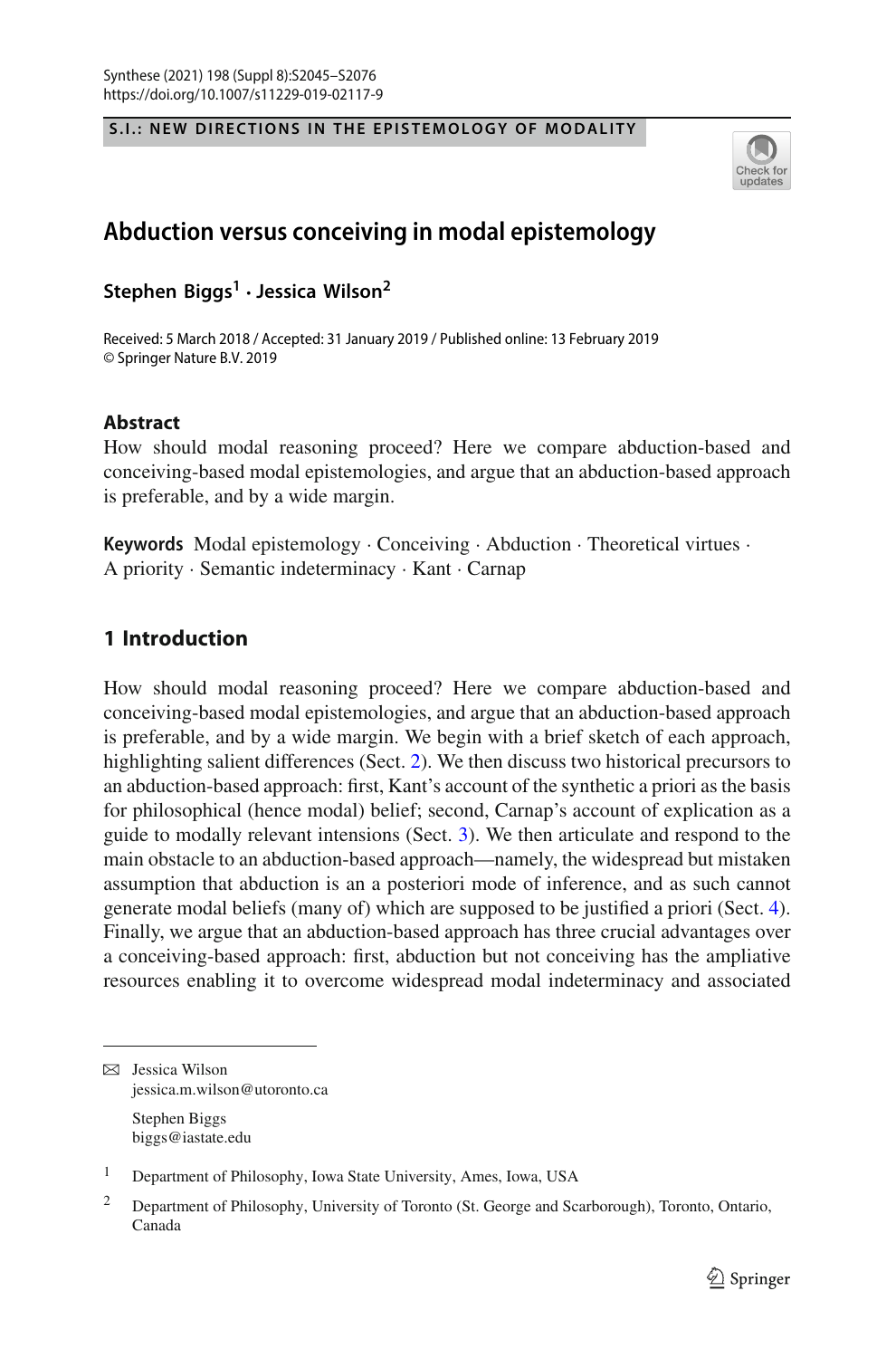S.I.: NEW DIRECTIONS IN THE EPISTEMOLOGY OF MODALITY

# Abduction versus conceiving in modal epistemology

**Stephen Biggs[1] · Jessica Wilson[2]**

Received: 5 March 2018 / Accepted: 31 January 2019 / Published online: 13 February 2019
© Springer Nature B.V. 2019

**Abstract**
How should modal reasoning proceed? Here we compare abduction-based and conceiving-based modal epistemologies, and argue that an abduction-based approach is preferable, and by a wide margin.

**Keywords** Modal epistemology · Conceiving · Abduction · Theoretical virtues · A priority · Semantic indeterminacy · Kant · Carnap

## 1 Introduction

How should modal reasoning proceed? Here we compare abduction-based and conceiving-based modal epistemologies, and argue that an abduction-based approach is preferable, and by a wide margin. We begin with a brief sketch of each approach, highlighting salient differences (Sect. 2). We then discuss two historical precursors to an abduction-based approach: first, Kant's account of the synthetic a priori as the basis for philosophical (hence modal) belief; second, Carnap's account of explication as a guide to modally relevant intensions (Sect. 3). We then articulate and respond to the main obstacle to an abduction-based approach—namely, the widespread but mistaken assumption that abduction is an a posteriori mode of inference, and as such cannot generate modal beliefs (many of) which are supposed to be justified a priori (Sect. 4). Finally, we argue that an abduction-based approach has three crucial advantages over a conceiving-based approach: first, abduction but not conceiving has the ampliative resources enabling it to overcome widespread modal indeterminacy and associated

✉ Jessica Wilson
jessica.m.wilson@utoronto.ca

Stephen Biggs
biggs@iastate.edu

[1] Department of Philosophy, Iowa State University, Ames, Iowa, USA

[2] Department of Philosophy, University of Toronto (St. George and Scarborough), Toronto, Ontario, Canada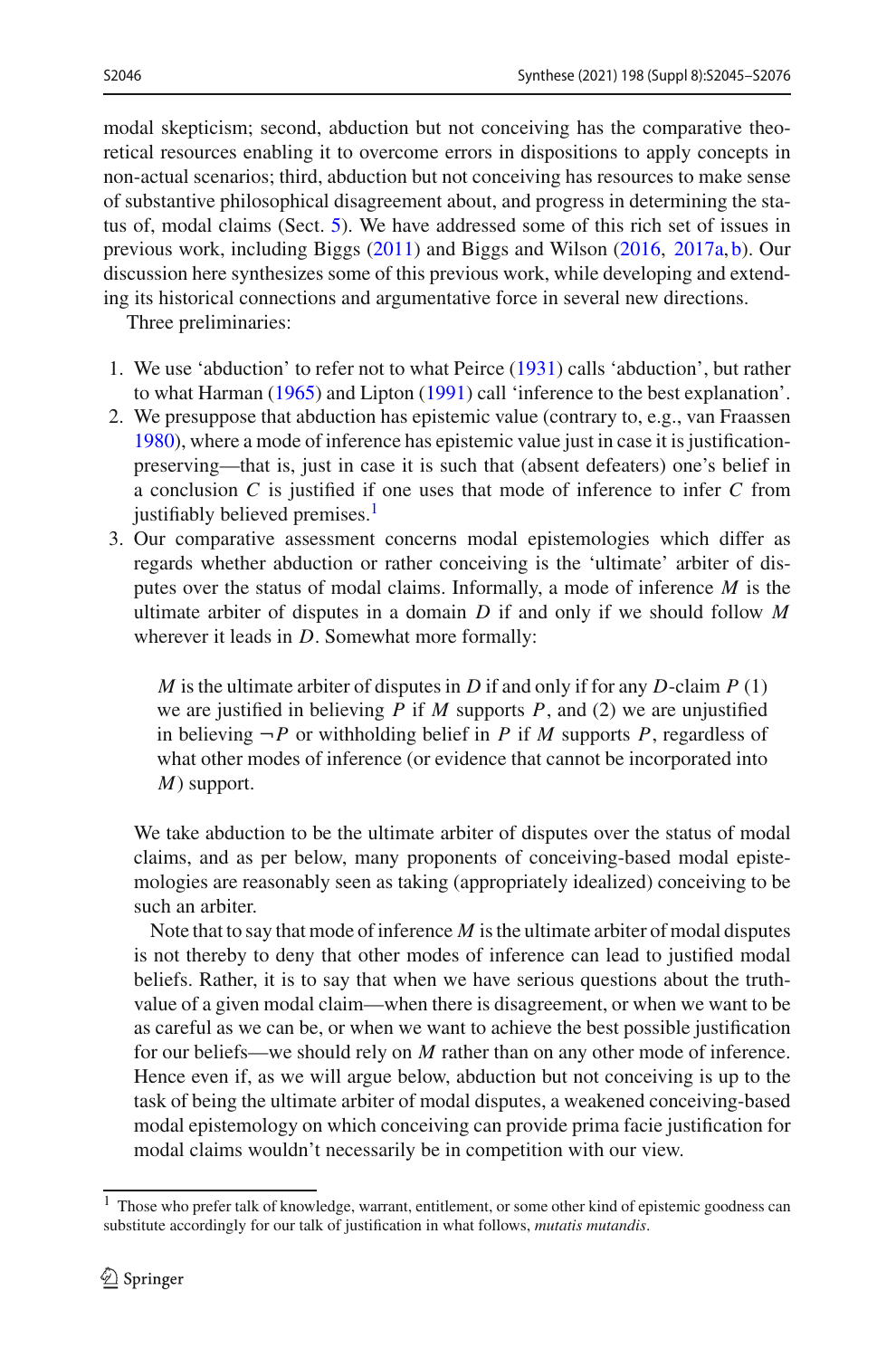modal skepticism; second, abduction but not conceiving has the comparative theoretical resources enabling it to overcome errors in dispositions to apply concepts in non-actual scenarios; third, abduction but not conceiving has resources to make sense of substantive philosophical disagreement about, and progress in determining the status of, modal claims (Sect. 5). We have addressed some of this rich set of issues in previous work, including Biggs (2011) and Biggs and Wilson (2016, 2017a, b). Our discussion here synthesizes some of this previous work, while developing and extending its historical connections and argumentative force in several new directions.

Three preliminaries:

1. We use 'abduction' to refer not to what Peirce (1931) calls 'abduction', but rather to what Harman (1965) and Lipton (1991) call 'inference to the best explanation'.
2. We presuppose that abduction has epistemic value (contrary to, e.g., van Fraassen 1980), where a mode of inference has epistemic value just in case it is justification-preserving—that is, just in case it is such that (absent defeaters) one's belief in a conclusion $C$ is justified if one uses that mode of inference to infer $C$ from justifiably believed premises.[1]
3. Our comparative assessment concerns modal epistemologies which differ as regards whether abduction or rather conceiving is the 'ultimate' arbiter of disputes over the status of modal claims. Informally, a mode of inference $M$ is the ultimate arbiter of disputes in a domain $D$ if and only if we should follow $M$ wherever it leads in $D$. Somewhat more formally:

   > $M$ is the ultimate arbiter of disputes in $D$ if and only if for any $D$-claim $P$ (1) we are justified in believing $P$ if $M$ supports $P$, and (2) we are unjustified in believing $\neg P$ or withholding belief in $P$ if $M$ supports $P$, regardless of what other modes of inference (or evidence that cannot be incorporated into $M$) support.

   We take abduction to be the ultimate arbiter of disputes over the status of modal claims, and as per below, many proponents of conceiving-based modal epistemologies are reasonably seen as taking (appropriately idealized) conceiving to be such an arbiter.

   Note that to say that mode of inference $M$ is the ultimate arbiter of modal disputes is not thereby to deny that other modes of inference can lead to justified modal beliefs. Rather, it is to say that when we have serious questions about the truth-value of a given modal claim—when there is disagreement, or when we want to be as careful as we can be, or when we want to achieve the best possible justification for our beliefs—we should rely on $M$ rather than on any other mode of inference. Hence even if, as we will argue below, abduction but not conceiving is up to the task of being the ultimate arbiter of modal disputes, a weakened conceiving-based modal epistemology on which conceiving can provide prima facie justification for modal claims wouldn't necessarily be in competition with our view.

[1] Those who prefer talk of knowledge, warrant, entitlement, or some other kind of epistemic goodness can substitute accordingly for our talk of justification in what follows, *mutatis mutandis*.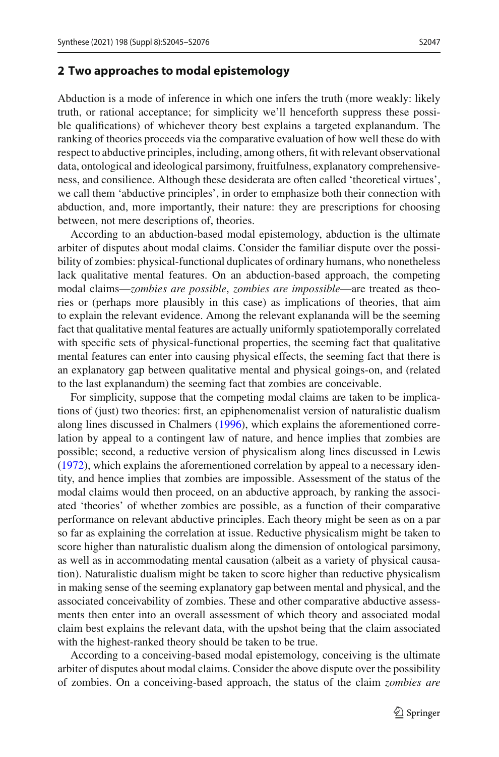## 2 Two approaches to modal epistemology

Abduction is a mode of inference in which one infers the truth (more weakly: likely truth, or rational acceptance; for simplicity we'll henceforth suppress these possible qualifications) of whichever theory best explains a targeted explanandum. The ranking of theories proceeds via the comparative evaluation of how well these do with respect to abductive principles, including, among others, fit with relevant observational data, ontological and ideological parsimony, fruitfulness, explanatory comprehensiveness, and consilience. Although these desiderata are often called 'theoretical virtues', we call them 'abductive principles', in order to emphasize both their connection with abduction, and, more importantly, their nature: they are prescriptions for choosing between, not mere descriptions of, theories.

According to an abduction-based modal epistemology, abduction is the ultimate arbiter of disputes about modal claims. Consider the familiar dispute over the possibility of zombies: physical-functional duplicates of ordinary humans, who nonetheless lack qualitative mental features. On an abduction-based approach, the competing modal claims—*zombies are possible*, *zombies are impossible*—are treated as theories or (perhaps more plausibly in this case) as implications of theories, that aim to explain the relevant evidence. Among the relevant explananda will be the seeming fact that qualitative mental features are actually uniformly spatiotemporally correlated with specific sets of physical-functional properties, the seeming fact that qualitative mental features can enter into causing physical effects, the seeming fact that there is an explanatory gap between qualitative mental and physical goings-on, and (related to the last explanandum) the seeming fact that zombies are conceivable.

For simplicity, suppose that the competing modal claims are taken to be implications of (just) two theories: first, an epiphenomenalist version of naturalistic dualism along lines discussed in Chalmers (1996), which explains the aforementioned correlation by appeal to a contingent law of nature, and hence implies that zombies are possible; second, a reductive version of physicalism along lines discussed in Lewis (1972), which explains the aforementioned correlation by appeal to a necessary identity, and hence implies that zombies are impossible. Assessment of the status of the modal claims would then proceed, on an abductive approach, by ranking the associated 'theories' of whether zombies are possible, as a function of their comparative performance on relevant abductive principles. Each theory might be seen as on a par so far as explaining the correlation at issue. Reductive physicalism might be taken to score higher than naturalistic dualism along the dimension of ontological parsimony, as well as in accommodating mental causation (albeit as a variety of physical causation). Naturalistic dualism might be taken to score higher than reductive physicalism in making sense of the seeming explanatory gap between mental and physical, and the associated conceivability of zombies. These and other comparative abductive assessments then enter into an overall assessment of which theory and associated modal claim best explains the relevant data, with the upshot being that the claim associated with the highest-ranked theory should be taken to be true.

According to a conceiving-based modal epistemology, conceiving is the ultimate arbiter of disputes about modal claims. Consider the above dispute over the possibility of zombies. On a conceiving-based approach, the status of the claim *zombies are*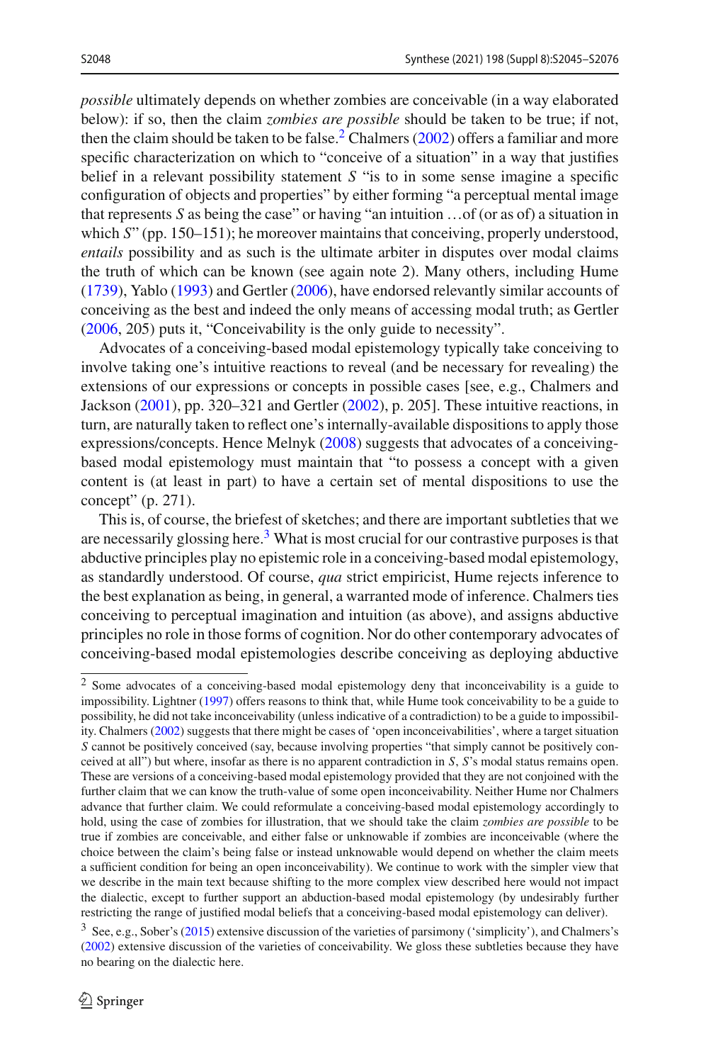*possible* ultimately depends on whether zombies are conceivable (in a way elaborated below): if so, then the claim *zombies are possible* should be taken to be true; if not, then the claim should be taken to be false.[2] Chalmers (2002) offers a familiar and more specific characterization on which to "conceive of a situation" in a way that justifies belief in a relevant possibility statement *S* "is to in some sense imagine a specific configuration of objects and properties" by either forming "a perceptual mental image that represents *S* as being the case" or having "an intuition …of (or as of) a situation in which *S*" (pp. 150–151); he moreover maintains that conceiving, properly understood, *entails* possibility and as such is the ultimate arbiter in disputes over modal claims the truth of which can be known (see again note 2). Many others, including Hume (1739), Yablo (1993) and Gertler (2006), have endorsed relevantly similar accounts of conceiving as the best and indeed the only means of accessing modal truth; as Gertler (2006, 205) puts it, "Conceivability is the only guide to necessity".

Advocates of a conceiving-based modal epistemology typically take conceiving to involve taking one's intuitive reactions to reveal (and be necessary for revealing) the extensions of our expressions or concepts in possible cases [see, e.g., Chalmers and Jackson (2001), pp. 320–321 and Gertler (2002), p. 205]. These intuitive reactions, in turn, are naturally taken to reflect one's internally-available dispositions to apply those expressions/concepts. Hence Melnyk (2008) suggests that advocates of a conceiving-based modal epistemology must maintain that "to possess a concept with a given content is (at least in part) to have a certain set of mental dispositions to use the concept" (p. 271).

This is, of course, the briefest of sketches; and there are important subtleties that we are necessarily glossing here.[3] What is most crucial for our contrastive purposes is that abductive principles play no epistemic role in a conceiving-based modal epistemology, as standardly understood. Of course, *qua* strict empiricist, Hume rejects inference to the best explanation as being, in general, a warranted mode of inference. Chalmers ties conceiving to perceptual imagination and intuition (as above), and assigns abductive principles no role in those forms of cognition. Nor do other contemporary advocates of conceiving-based modal epistemologies describe conceiving as deploying abductive

[2] Some advocates of a conceiving-based modal epistemology deny that inconceivability is a guide to impossibility. Lightner (1997) offers reasons to think that, while Hume took conceivability to be a guide to possibility, he did not take inconceivability (unless indicative of a contradiction) to be a guide to impossibility. Chalmers (2002) suggests that there might be cases of 'open inconceivabilities', where a target situation *S* cannot be positively conceived (say, because involving properties "that simply cannot be positively conceived at all") but where, insofar as there is no apparent contradiction in *S*, *S*'s modal status remains open. These are versions of a conceiving-based modal epistemology provided that they are not conjoined with the further claim that we can know the truth-value of some open inconceivability. Neither Hume nor Chalmers advance that further claim. We could reformulate a conceiving-based modal epistemology accordingly to hold, using the case of zombies for illustration, that we should take the claim *zombies are possible* to be true if zombies are conceivable, and either false or unknowable if zombies are inconceivable (where the choice between the claim's being false or instead unknowable would depend on whether the claim meets a sufficient condition for being an open inconceivability). We continue to work with the simpler view that we describe in the main text because shifting to the more complex view described here would not impact the dialectic, except to further support an abduction-based modal epistemology (by undesirably further restricting the range of justified modal beliefs that a conceiving-based modal epistemology can deliver).

[3] See, e.g., Sober's (2015) extensive discussion of the varieties of parsimony ('simplicity'), and Chalmers's (2002) extensive discussion of the varieties of conceivability. We gloss these subtleties because they have no bearing on the dialectic here.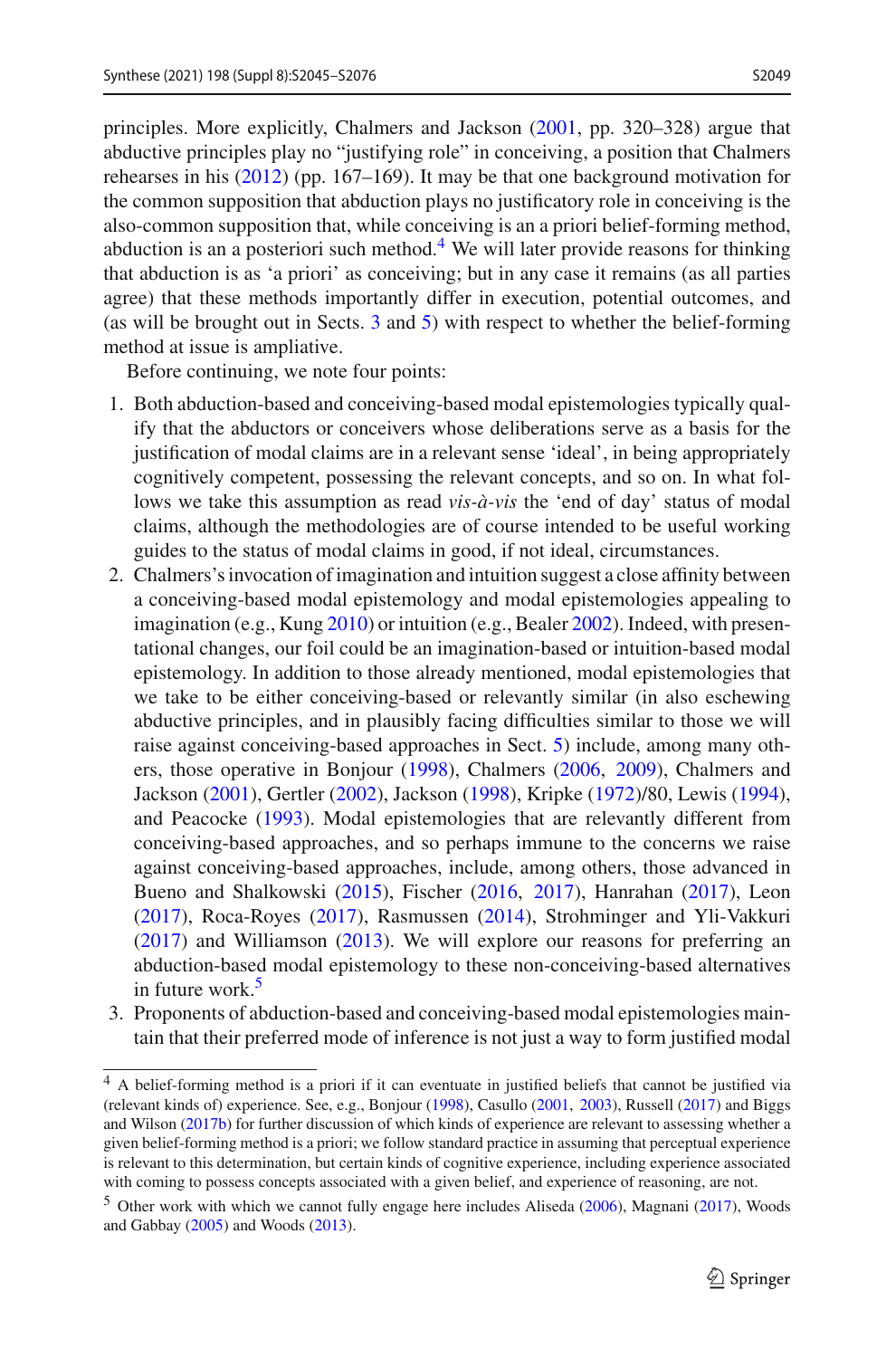principles. More explicitly, Chalmers and Jackson (2001, pp. 320–328) argue that abductive principles play no "justifying role" in conceiving, a position that Chalmers rehearses in his (2012) (pp. 167–169). It may be that one background motivation for the common supposition that abduction plays no justificatory role in conceiving is the also-common supposition that, while conceiving is an a priori belief-forming method, abduction is an a posteriori such method.[4] We will later provide reasons for thinking that abduction is as 'a priori' as conceiving; but in any case it remains (as all parties agree) that these methods importantly differ in execution, potential outcomes, and (as will be brought out in Sects. 3 and 5) with respect to whether the belief-forming method at issue is ampliative.

Before continuing, we note four points:

1. Both abduction-based and conceiving-based modal epistemologies typically qualify that the abductors or conceivers whose deliberations serve as a basis for the justification of modal claims are in a relevant sense 'ideal', in being appropriately cognitively competent, possessing the relevant concepts, and so on. In what follows we take this assumption as read *vis-à-vis* the 'end of day' status of modal claims, although the methodologies are of course intended to be useful working guides to the status of modal claims in good, if not ideal, circumstances.
2. Chalmers's invocation of imagination and intuition suggest a close affinity between a conceiving-based modal epistemology and modal epistemologies appealing to imagination (e.g., Kung 2010) or intuition (e.g., Bealer 2002). Indeed, with presentational changes, our foil could be an imagination-based or intuition-based modal epistemology. In addition to those already mentioned, modal epistemologies that we take to be either conceiving-based or relevantly similar (in also eschewing abductive principles, and in plausibly facing difficulties similar to those we will raise against conceiving-based approaches in Sect. 5) include, among many others, those operative in Bonjour (1998), Chalmers (2006, 2009), Chalmers and Jackson (2001), Gertler (2002), Jackson (1998), Kripke (1972)/80, Lewis (1994), and Peacocke (1993). Modal epistemologies that are relevantly different from conceiving-based approaches, and so perhaps immune to the concerns we raise against conceiving-based approaches, include, among others, those advanced in Bueno and Shalkowski (2015), Fischer (2016, 2017), Hanrahan (2017), Leon (2017), Roca-Royes (2017), Rasmussen (2014), Strohminger and Yli-Vakkuri (2017) and Williamson (2013). We will explore our reasons for preferring an abduction-based modal epistemology to these non-conceiving-based alternatives in future work.[5]
3. Proponents of abduction-based and conceiving-based modal epistemologies maintain that their preferred mode of inference is not just a way to form justified modal

---

[4] A belief-forming method is a priori if it can eventuate in justified beliefs that cannot be justified via (relevant kinds of) experience. See, e.g., Bonjour (1998), Casullo (2001, 2003), Russell (2017) and Biggs and Wilson (2017b) for further discussion of which kinds of experience are relevant to assessing whether a given belief-forming method is a priori; we follow standard practice in assuming that perceptual experience is relevant to this determination, but certain kinds of cognitive experience, including experience associated with coming to possess concepts associated with a given belief, and experience of reasoning, are not.

[5] Other work with which we cannot fully engage here includes Aliseda (2006), Magnani (2017), Woods and Gabbay (2005) and Woods (2013).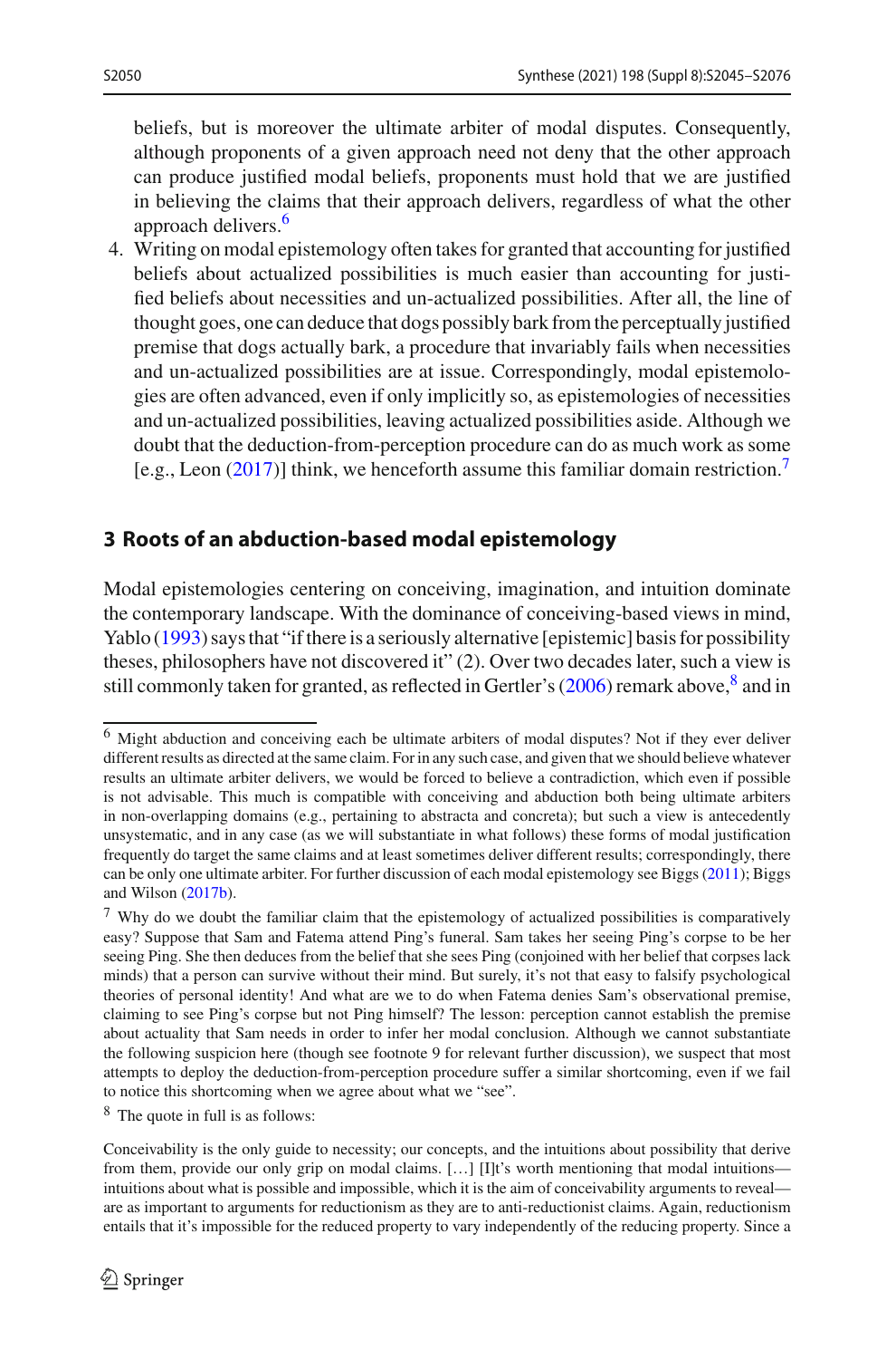beliefs, but is moreover the ultimate arbiter of modal disputes. Consequently, although proponents of a given approach need not deny that the other approach can produce justified modal beliefs, proponents must hold that we are justified in believing the claims that their approach delivers, regardless of what the other approach delivers.[6]

4. Writing on modal epistemology often takes for granted that accounting for justified beliefs about actualized possibilities is much easier than accounting for justified beliefs about necessities and un-actualized possibilities. After all, the line of thought goes, one can deduce that dogs possibly bark from the perceptually justified premise that dogs actually bark, a procedure that invariably fails when necessities and un-actualized possibilities are at issue. Correspondingly, modal epistemologies are often advanced, even if only implicitly so, as epistemologies of necessities and un-actualized possibilities, leaving actualized possibilities aside. Although we doubt that the deduction-from-perception procedure can do as much work as some [e.g., Leon (2017)] think, we henceforth assume this familiar domain restriction.[7]

## 3 Roots of an abduction-based modal epistemology

Modal epistemologies centering on conceiving, imagination, and intuition dominate the contemporary landscape. With the dominance of conceiving-based views in mind, Yablo (1993) says that "if there is a seriously alternative [epistemic] basis for possibility theses, philosophers have not discovered it" (2). Over two decades later, such a view is still commonly taken for granted, as reflected in Gertler's (2006) remark above,[8] and in

---

[6] Might abduction and conceiving each be ultimate arbiters of modal disputes? Not if they ever deliver different results as directed at the same claim. For in any such case, and given that we should believe whatever results an ultimate arbiter delivers, we would be forced to believe a contradiction, which even if possible is not advisable. This much is compatible with conceiving and abduction both being ultimate arbiters in non-overlapping domains (e.g., pertaining to abstracta and concreta); but such a view is antecedently unsystematic, and in any case (as we will substantiate in what follows) these forms of modal justification frequently do target the same claims and at least sometimes deliver different results; correspondingly, there can be only one ultimate arbiter. For further discussion of each modal epistemology see Biggs (2011); Biggs and Wilson (2017b).

[7] Why do we doubt the familiar claim that the epistemology of actualized possibilities is comparatively easy? Suppose that Sam and Fatema attend Ping's funeral. Sam takes her seeing Ping's corpse to be her seeing Ping. She then deduces from the belief that she sees Ping (conjoined with her belief that corpses lack minds) that a person can survive without their mind. But surely, it's not that easy to falsify psychological theories of personal identity! And what are we to do when Fatema denies Sam's observational premise, claiming to see Ping's corpse but not Ping himself? The lesson: perception cannot establish the premise about actuality that Sam needs in order to infer her modal conclusion. Although we cannot substantiate the following suspicion here (though see footnote 9 for relevant further discussion), we suspect that most attempts to deploy the deduction-from-perception procedure suffer a similar shortcoming, even if we fail to notice this shortcoming when we agree about what we "see".

[8] The quote in full is as follows:

Conceivability is the only guide to necessity; our concepts, and the intuitions about possibility that derive from them, provide our only grip on modal claims. […] [I]t's worth mentioning that modal intuitions—intuitions about what is possible and impossible, which it is the aim of conceivability arguments to reveal—are as important to arguments for reductionism as they are to anti-reductionist claims. Again, reductionism entails that it's impossible for the reduced property to vary independently of the reducing property. Since a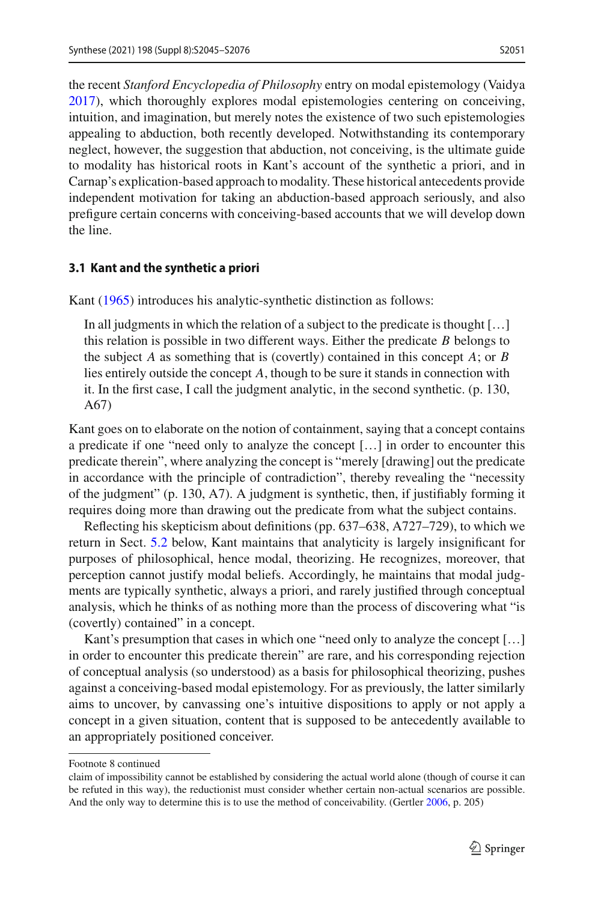the recent *Stanford Encyclopedia of Philosophy* entry on modal epistemology (Vaidya 2017), which thoroughly explores modal epistemologies centering on conceiving, intuition, and imagination, but merely notes the existence of two such epistemologies appealing to abduction, both recently developed. Notwithstanding its contemporary neglect, however, the suggestion that abduction, not conceiving, is the ultimate guide to modality has historical roots in Kant's account of the synthetic a priori, and in Carnap's explication-based approach to modality. These historical antecedents provide independent motivation for taking an abduction-based approach seriously, and also prefigure certain concerns with conceiving-based accounts that we will develop down the line.

### 3.1 Kant and the synthetic a priori

Kant (1965) introduces his analytic-synthetic distinction as follows:

> In all judgments in which the relation of a subject to the predicate is thought […] this relation is possible in two different ways. Either the predicate *B* belongs to the subject *A* as something that is (covertly) contained in this concept *A*; or *B* lies entirely outside the concept *A*, though to be sure it stands in connection with it. In the first case, I call the judgment analytic, in the second synthetic. (p. 130, A67)

Kant goes on to elaborate on the notion of containment, saying that a concept contains a predicate if one "need only to analyze the concept […] in order to encounter this predicate therein", where analyzing the concept is "merely [drawing] out the predicate in accordance with the principle of contradiction", thereby revealing the "necessity of the judgment" (p. 130, A7). A judgment is synthetic, then, if justifiably forming it requires doing more than drawing out the predicate from what the subject contains.

Reflecting his skepticism about definitions (pp. 637–638, A727–729), to which we return in Sect. 5.2 below, Kant maintains that analyticity is largely insignificant for purposes of philosophical, hence modal, theorizing. He recognizes, moreover, that perception cannot justify modal beliefs. Accordingly, he maintains that modal judgments are typically synthetic, always a priori, and rarely justified through conceptual analysis, which he thinks of as nothing more than the process of discovering what "is (covertly) contained" in a concept.

Kant's presumption that cases in which one "need only to analyze the concept […] in order to encounter this predicate therein" are rare, and his corresponding rejection of conceptual analysis (so understood) as a basis for philosophical theorizing, pushes against a conceiving-based modal epistemology. For as previously, the latter similarly aims to uncover, by canvassing one's intuitive dispositions to apply or not apply a concept in a given situation, content that is supposed to be antecedently available to an appropriately positioned conceiver.

---

Footnote 8 continued

claim of impossibility cannot be established by considering the actual world alone (though of course it can be refuted in this way), the reductionist must consider whether certain non-actual scenarios are possible. And the only way to determine this is to use the method of conceivability. (Gertler 2006, p. 205)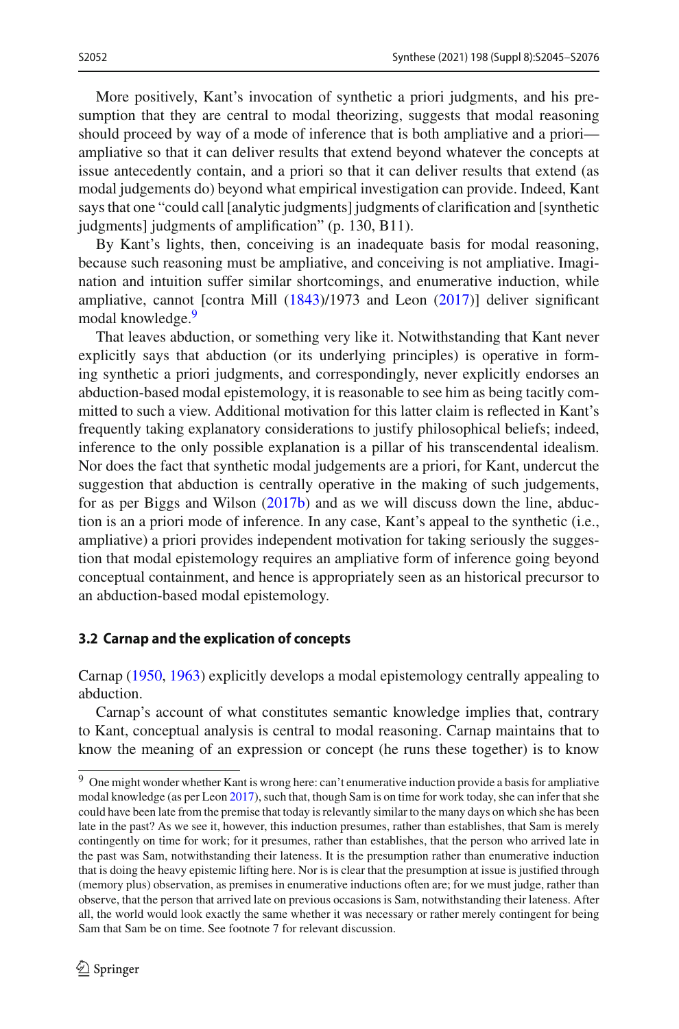More positively, Kant's invocation of synthetic a priori judgments, and his presumption that they are central to modal theorizing, suggests that modal reasoning should proceed by way of a mode of inference that is both ampliative and a priori—ampliative so that it can deliver results that extend beyond whatever the concepts at issue antecedently contain, and a priori so that it can deliver results that extend (as modal judgements do) beyond what empirical investigation can provide. Indeed, Kant says that one "could call [analytic judgments] judgments of clarification and [synthetic judgments] judgments of amplification" (p. 130, B11).

By Kant's lights, then, conceiving is an inadequate basis for modal reasoning, because such reasoning must be ampliative, and conceiving is not ampliative. Imagination and intuition suffer similar shortcomings, and enumerative induction, while ampliative, cannot [contra Mill (1843)/1973 and Leon (2017)] deliver significant modal knowledge.[9]

That leaves abduction, or something very like it. Notwithstanding that Kant never explicitly says that abduction (or its underlying principles) is operative in forming synthetic a priori judgments, and correspondingly, never explicitly endorses an abduction-based modal epistemology, it is reasonable to see him as being tacitly committed to such a view. Additional motivation for this latter claim is reflected in Kant's frequently taking explanatory considerations to justify philosophical beliefs; indeed, inference to the only possible explanation is a pillar of his transcendental idealism. Nor does the fact that synthetic modal judgements are a priori, for Kant, undercut the suggestion that abduction is centrally operative in the making of such judgements, for as per Biggs and Wilson (2017b) and as we will discuss down the line, abduction is an a priori mode of inference. In any case, Kant's appeal to the synthetic (i.e., ampliative) a priori provides independent motivation for taking seriously the suggestion that modal epistemology requires an ampliative form of inference going beyond conceptual containment, and hence is appropriately seen as an historical precursor to an abduction-based modal epistemology.

### 3.2 Carnap and the explication of concepts

Carnap (1950, 1963) explicitly develops a modal epistemology centrally appealing to abduction.

Carnap's account of what constitutes semantic knowledge implies that, contrary to Kant, conceptual analysis is central to modal reasoning. Carnap maintains that to know the meaning of an expression or concept (he runs these together) is to know

[9] One might wonder whether Kant is wrong here: can't enumerative induction provide a basis for ampliative modal knowledge (as per Leon 2017), such that, though Sam is on time for work today, she can infer that she could have been late from the premise that today is relevantly similar to the many days on which she has been late in the past? As we see it, however, this induction presumes, rather than establishes, that Sam is merely contingently on time for work; for it presumes, rather than establishes, that the person who arrived late in the past was Sam, notwithstanding their lateness. It is the presumption rather than enumerative induction that is doing the heavy epistemic lifting here. Nor is is clear that the presumption at issue is justified through (memory plus) observation, as premises in enumerative inductions often are; for we must judge, rather than observe, that the person that arrived late on previous occasions is Sam, notwithstanding their lateness. After all, the world would look exactly the same whether it was necessary or rather merely contingent for being Sam that Sam be on time. See footnote 7 for relevant discussion.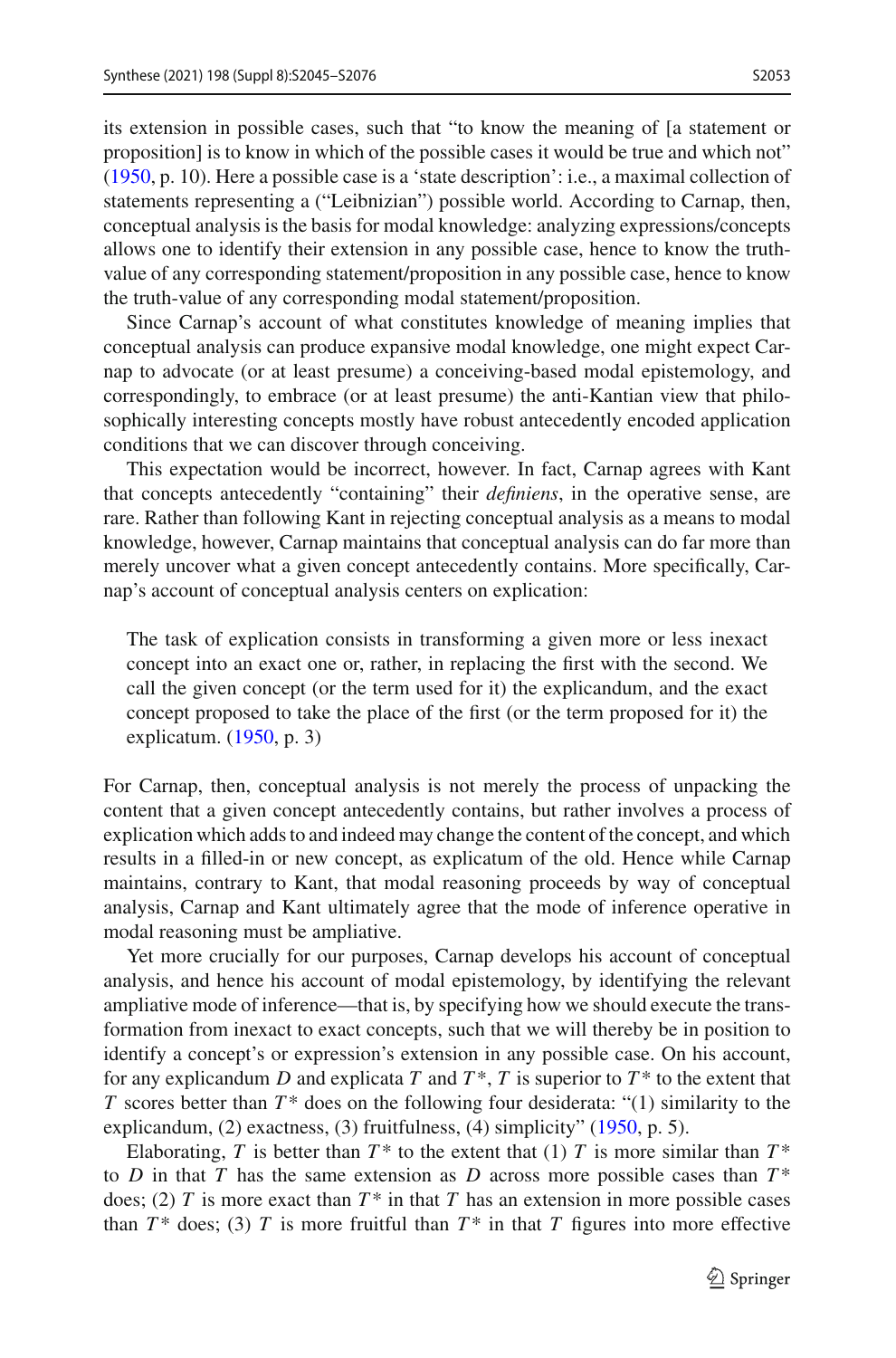its extension in possible cases, such that "to know the meaning of [a statement or proposition] is to know in which of the possible cases it would be true and which not" (1950, p. 10). Here a possible case is a 'state description': i.e., a maximal collection of statements representing a ("Leibnizian") possible world. According to Carnap, then, conceptual analysis is the basis for modal knowledge: analyzing expressions/concepts allows one to identify their extension in any possible case, hence to know the truth-value of any corresponding statement/proposition in any possible case, hence to know the truth-value of any corresponding modal statement/proposition.

Since Carnap's account of what constitutes knowledge of meaning implies that conceptual analysis can produce expansive modal knowledge, one might expect Carnap to advocate (or at least presume) a conceiving-based modal epistemology, and correspondingly, to embrace (or at least presume) the anti-Kantian view that philosophically interesting concepts mostly have robust antecedently encoded application conditions that we can discover through conceiving.

This expectation would be incorrect, however. In fact, Carnap agrees with Kant that concepts antecedently "containing" their *definiens*, in the operative sense, are rare. Rather than following Kant in rejecting conceptual analysis as a means to modal knowledge, however, Carnap maintains that conceptual analysis can do far more than merely uncover what a given concept antecedently contains. More specifically, Carnap's account of conceptual analysis centers on explication:

> The task of explication consists in transforming a given more or less inexact concept into an exact one or, rather, in replacing the first with the second. We call the given concept (or the term used for it) the explicandum, and the exact concept proposed to take the place of the first (or the term proposed for it) the explicatum. (1950, p. 3)

For Carnap, then, conceptual analysis is not merely the process of unpacking the content that a given concept antecedently contains, but rather involves a process of explication which adds to and indeed may change the content of the concept, and which results in a filled-in or new concept, as explicatum of the old. Hence while Carnap maintains, contrary to Kant, that modal reasoning proceeds by way of conceptual analysis, Carnap and Kant ultimately agree that the mode of inference operative in modal reasoning must be ampliative.

Yet more crucially for our purposes, Carnap develops his account of conceptual analysis, and hence his account of modal epistemology, by identifying the relevant ampliative mode of inference—that is, by specifying how we should execute the transformation from inexact to exact concepts, such that we will thereby be in position to identify a concept's or expression's extension in any possible case. On his account, for any explicandum $D$ and explicata $T$ and $T^*$, $T$ is superior to $T^*$ to the extent that $T$ scores better than $T^*$ does on the following four desiderata: "(1) similarity to the explicandum, (2) exactness, (3) fruitfulness, (4) simplicity" (1950, p. 5).

Elaborating, $T$ is better than $T^*$ to the extent that (1) $T$ is more similar than $T^*$ to $D$ in that $T$ has the same extension as $D$ across more possible cases than $T^*$ does; (2) $T$ is more exact than $T^*$ in that $T$ has an extension in more possible cases than $T^*$ does; (3) $T$ is more fruitful than $T^*$ in that $T$ figures into more effective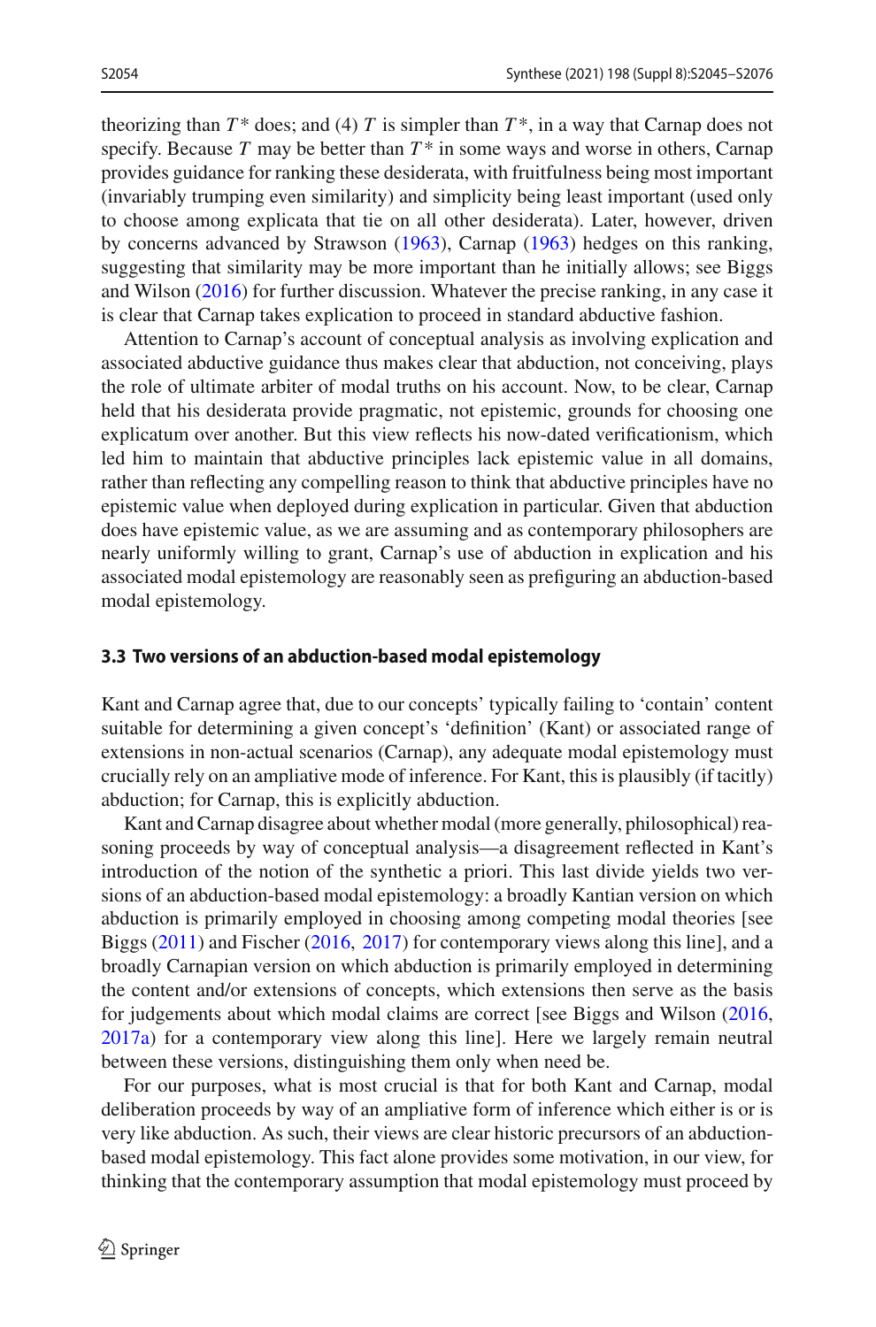theorizing than $T^*$ does; and (4) $T$ is simpler than $T^*$, in a way that Carnap does not specify. Because $T$ may be better than $T^*$ in some ways and worse in others, Carnap provides guidance for ranking these desiderata, with fruitfulness being most important (invariably trumping even similarity) and simplicity being least important (used only to choose among explicata that tie on all other desiderata). Later, however, driven by concerns advanced by Strawson (1963), Carnap (1963) hedges on this ranking, suggesting that similarity may be more important than he initially allows; see Biggs and Wilson (2016) for further discussion. Whatever the precise ranking, in any case it is clear that Carnap takes explication to proceed in standard abductive fashion.

Attention to Carnap's account of conceptual analysis as involving explication and associated abductive guidance thus makes clear that abduction, not conceiving, plays the role of ultimate arbiter of modal truths on his account. Now, to be clear, Carnap held that his desiderata provide pragmatic, not epistemic, grounds for choosing one explicatum over another. But this view reflects his now-dated verificationism, which led him to maintain that abductive principles lack epistemic value in all domains, rather than reflecting any compelling reason to think that abductive principles have no epistemic value when deployed during explication in particular. Given that abduction does have epistemic value, as we are assuming and as contemporary philosophers are nearly uniformly willing to grant, Carnap's use of abduction in explication and his associated modal epistemology are reasonably seen as prefiguring an abduction-based modal epistemology.

### 3.3 Two versions of an abduction-based modal epistemology

Kant and Carnap agree that, due to our concepts' typically failing to 'contain' content suitable for determining a given concept's 'definition' (Kant) or associated range of extensions in non-actual scenarios (Carnap), any adequate modal epistemology must crucially rely on an ampliative mode of inference. For Kant, this is plausibly (if tacitly) abduction; for Carnap, this is explicitly abduction.

Kant and Carnap disagree about whether modal (more generally, philosophical) reasoning proceeds by way of conceptual analysis—a disagreement reflected in Kant's introduction of the notion of the synthetic a priori. This last divide yields two versions of an abduction-based modal epistemology: a broadly Kantian version on which abduction is primarily employed in choosing among competing modal theories [see Biggs (2011) and Fischer (2016, 2017) for contemporary views along this line], and a broadly Carnapian version on which abduction is primarily employed in determining the content and/or extensions of concepts, which extensions then serve as the basis for judgements about which modal claims are correct [see Biggs and Wilson (2016, 2017a) for a contemporary view along this line]. Here we largely remain neutral between these versions, distinguishing them only when need be.

For our purposes, what is most crucial is that for both Kant and Carnap, modal deliberation proceeds by way of an ampliative form of inference which either is or is very like abduction. As such, their views are clear historic precursors of an abduction-based modal epistemology. This fact alone provides some motivation, in our view, for thinking that the contemporary assumption that modal epistemology must proceed by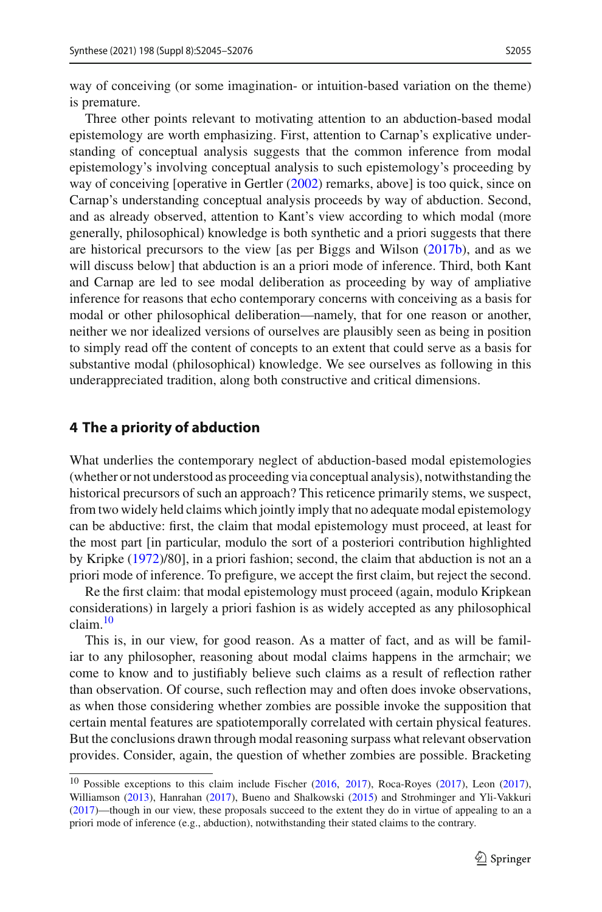way of conceiving (or some imagination- or intuition-based variation on the theme) is premature.

Three other points relevant to motivating attention to an abduction-based modal epistemology are worth emphasizing. First, attention to Carnap's explicative understanding of conceptual analysis suggests that the common inference from modal epistemology's involving conceptual analysis to such epistemology's proceeding by way of conceiving [operative in Gertler (2002) remarks, above] is too quick, since on Carnap's understanding conceptual analysis proceeds by way of abduction. Second, and as already observed, attention to Kant's view according to which modal (more generally, philosophical) knowledge is both synthetic and a priori suggests that there are historical precursors to the view [as per Biggs and Wilson (2017b), and as we will discuss below] that abduction is an a priori mode of inference. Third, both Kant and Carnap are led to see modal deliberation as proceeding by way of ampliative inference for reasons that echo contemporary concerns with conceiving as a basis for modal or other philosophical deliberation—namely, that for one reason or another, neither we nor idealized versions of ourselves are plausibly seen as being in position to simply read off the content of concepts to an extent that could serve as a basis for substantive modal (philosophical) knowledge. We see ourselves as following in this underappreciated tradition, along both constructive and critical dimensions.

## 4 The a priority of abduction

What underlies the contemporary neglect of abduction-based modal epistemologies (whether or not understood as proceeding via conceptual analysis), notwithstanding the historical precursors of such an approach? This reticence primarily stems, we suspect, from two widely held claims which jointly imply that no adequate modal epistemology can be abductive: first, the claim that modal epistemology must proceed, at least for the most part [in particular, modulo the sort of a posteriori contribution highlighted by Kripke (1972)/80], in a priori fashion; second, the claim that abduction is not an a priori mode of inference. To prefigure, we accept the first claim, but reject the second.

Re the first claim: that modal epistemology must proceed (again, modulo Kripkean considerations) in largely a priori fashion is as widely accepted as any philosophical claim.[10]

This is, in our view, for good reason. As a matter of fact, and as will be familiar to any philosopher, reasoning about modal claims happens in the armchair; we come to know and to justifiably believe such claims as a result of reflection rather than observation. Of course, such reflection may and often does invoke observations, as when those considering whether zombies are possible invoke the supposition that certain mental features are spatiotemporally correlated with certain physical features. But the conclusions drawn through modal reasoning surpass what relevant observation provides. Consider, again, the question of whether zombies are possible. Bracketing

[10] Possible exceptions to this claim include Fischer (2016, 2017), Roca-Royes (2017), Leon (2017), Williamson (2013), Hanrahan (2017), Bueno and Shalkowski (2015) and Strohminger and Yli-Vakkuri (2017)—though in our view, these proposals succeed to the extent they do in virtue of appealing to an a priori mode of inference (e.g., abduction), notwithstanding their stated claims to the contrary.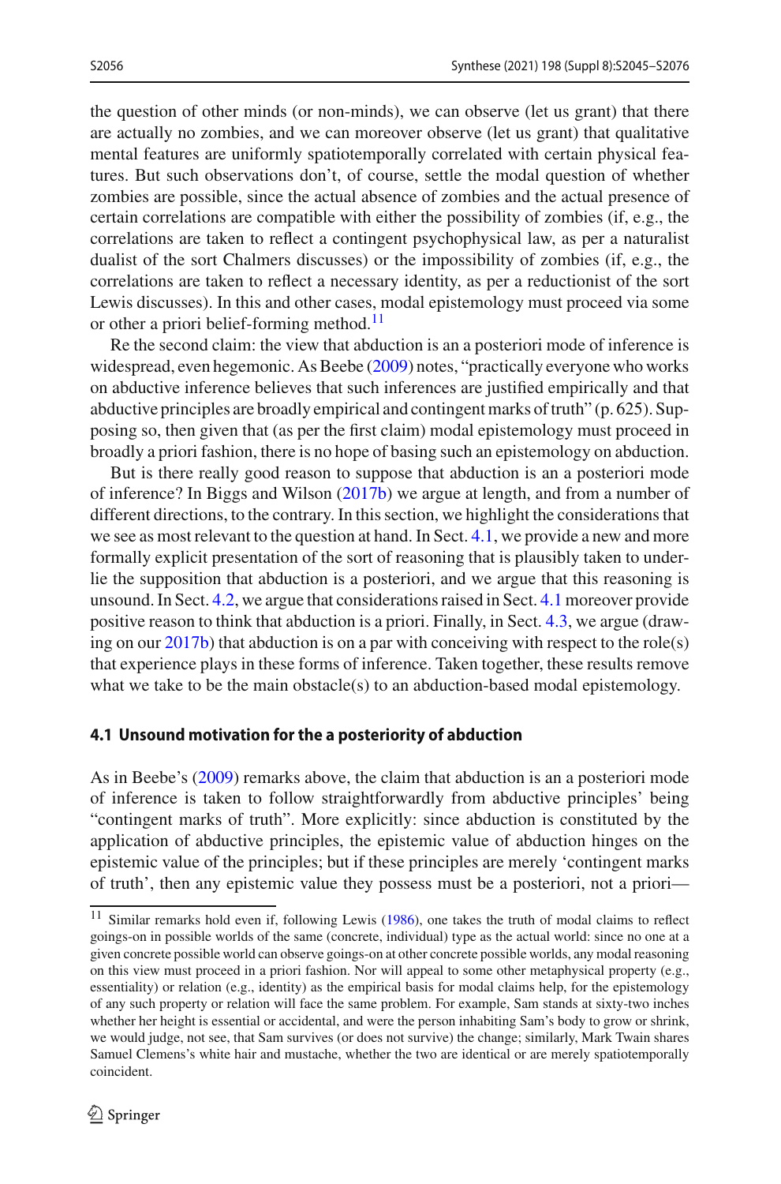the question of other minds (or non-minds), we can observe (let us grant) that there are actually no zombies, and we can moreover observe (let us grant) that qualitative mental features are uniformly spatiotemporally correlated with certain physical features. But such observations don't, of course, settle the modal question of whether zombies are possible, since the actual absence of zombies and the actual presence of certain correlations are compatible with either the possibility of zombies (if, e.g., the correlations are taken to reflect a contingent psychophysical law, as per a naturalist dualist of the sort Chalmers discusses) or the impossibility of zombies (if, e.g., the correlations are taken to reflect a necessary identity, as per a reductionist of the sort Lewis discusses). In this and other cases, modal epistemology must proceed via some or other a priori belief-forming method.[11]

Re the second claim: the view that abduction is an a posteriori mode of inference is widespread, even hegemonic. As Beebe (2009) notes, "practically everyone who works on abductive inference believes that such inferences are justified empirically and that abductive principles are broadly empirical and contingent marks of truth" (p. 625). Supposing so, then given that (as per the first claim) modal epistemology must proceed in broadly a priori fashion, there is no hope of basing such an epistemology on abduction.

But is there really good reason to suppose that abduction is an a posteriori mode of inference? In Biggs and Wilson (2017b) we argue at length, and from a number of different directions, to the contrary. In this section, we highlight the considerations that we see as most relevant to the question at hand. In Sect. 4.1, we provide a new and more formally explicit presentation of the sort of reasoning that is plausibly taken to underlie the supposition that abduction is a posteriori, and we argue that this reasoning is unsound. In Sect. 4.2, we argue that considerations raised in Sect. 4.1 moreover provide positive reason to think that abduction is a priori. Finally, in Sect. 4.3, we argue (drawing on our 2017b) that abduction is on a par with conceiving with respect to the role(s) that experience plays in these forms of inference. Taken together, these results remove what we take to be the main obstacle(s) to an abduction-based modal epistemology.

### 4.1 Unsound motivation for the a posteriority of abduction

As in Beebe's (2009) remarks above, the claim that abduction is an a posteriori mode of inference is taken to follow straightforwardly from abductive principles' being "contingent marks of truth". More explicitly: since abduction is constituted by the application of abductive principles, the epistemic value of abduction hinges on the epistemic value of the principles; but if these principles are merely 'contingent marks of truth', then any epistemic value they possess must be a posteriori, not a priori—

[11] Similar remarks hold even if, following Lewis (1986), one takes the truth of modal claims to reflect goings-on in possible worlds of the same (concrete, individual) type as the actual world: since no one at a given concrete possible world can observe goings-on at other concrete possible worlds, any modal reasoning on this view must proceed in a priori fashion. Nor will appeal to some other metaphysical property (e.g., essentiality) or relation (e.g., identity) as the empirical basis for modal claims help, for the epistemology of any such property or relation will face the same problem. For example, Sam stands at sixty-two inches whether her height is essential or accidental, and were the person inhabiting Sam's body to grow or shrink, we would judge, not see, that Sam survives (or does not survive) the change; similarly, Mark Twain shares Samuel Clemens's white hair and mustache, whether the two are identical or are merely spatiotemporally coincident.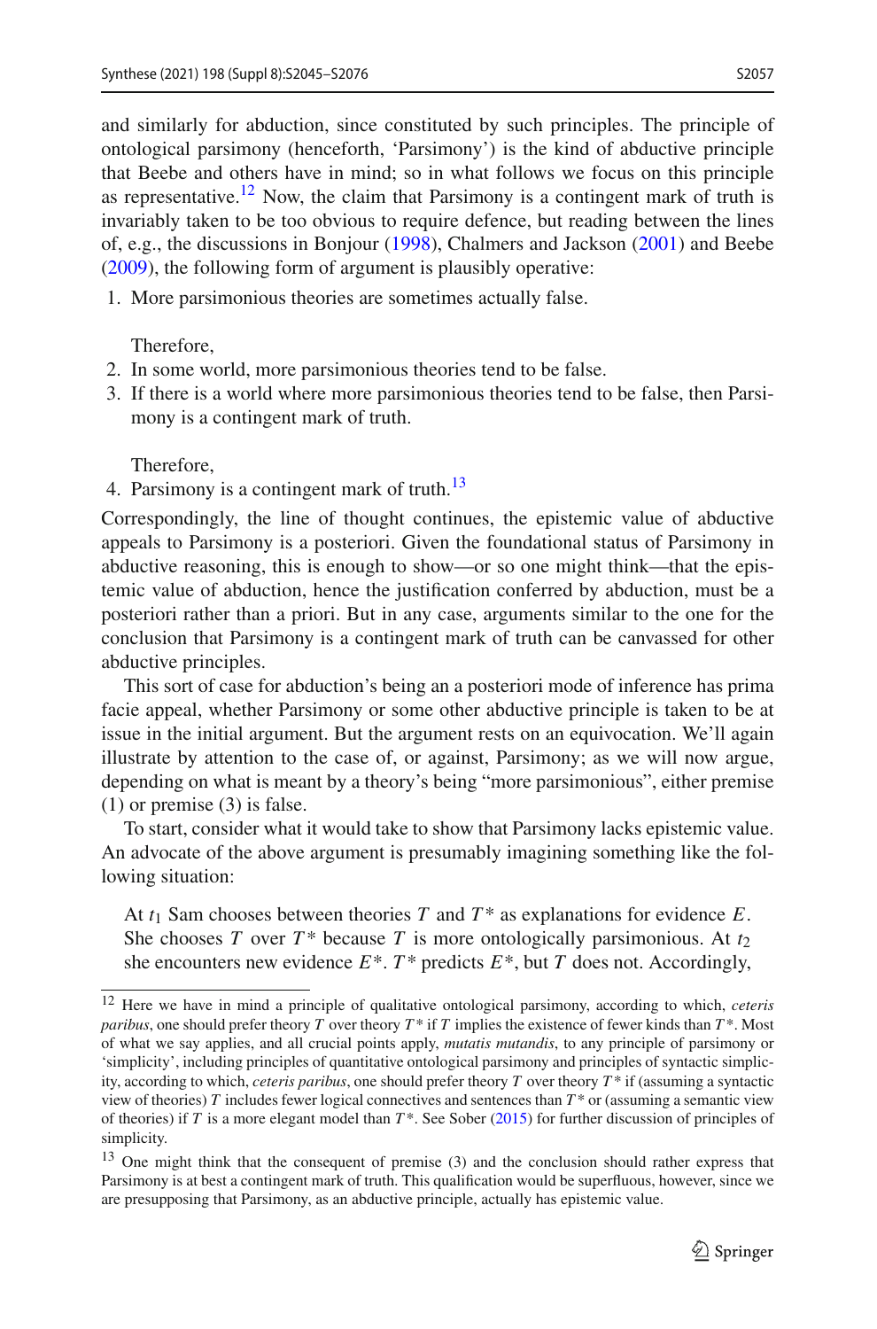and similarly for abduction, since constituted by such principles. The principle of ontological parsimony (henceforth, 'Parsimony') is the kind of abductive principle that Beebe and others have in mind; so in what follows we focus on this principle as representative.[12] Now, the claim that Parsimony is a contingent mark of truth is invariably taken to be too obvious to require defence, but reading between the lines of, e.g., the discussions in Bonjour (1998), Chalmers and Jackson (2001) and Beebe (2009), the following form of argument is plausibly operative:

1. More parsimonious theories are sometimes actually false.

   Therefore,
2. In some world, more parsimonious theories tend to be false.
3. If there is a world where more parsimonious theories tend to be false, then Parsimony is a contingent mark of truth.

   Therefore,
4. Parsimony is a contingent mark of truth.[13]

Correspondingly, the line of thought continues, the epistemic value of abductive appeals to Parsimony is a posteriori. Given the foundational status of Parsimony in abductive reasoning, this is enough to show—or so one might think—that the epistemic value of abduction, hence the justification conferred by abduction, must be a posteriori rather than a priori. But in any case, arguments similar to the one for the conclusion that Parsimony is a contingent mark of truth can be canvassed for other abductive principles.

This sort of case for abduction's being an a posteriori mode of inference has prima facie appeal, whether Parsimony or some other abductive principle is taken to be at issue in the initial argument. But the argument rests on an equivocation. We'll again illustrate by attention to the case of, or against, Parsimony; as we will now argue, depending on what is meant by a theory's being "more parsimonious", either premise (1) or premise (3) is false.

To start, consider what it would take to show that Parsimony lacks epistemic value. An advocate of the above argument is presumably imagining something like the following situation:

> At $t_1$ Sam chooses between theories $T$ and $T^*$ as explanations for evidence $E$. She chooses $T$ over $T^*$ because $T$ is more ontologically parsimonious. At $t_2$ she encounters new evidence $E^*$. $T^*$ predicts $E^*$, but $T$ does not. Accordingly,

---

[12] Here we have in mind a principle of qualitative ontological parsimony, according to which, *ceteris paribus*, one should prefer theory $T$ over theory $T^*$ if $T$ implies the existence of fewer kinds than $T^*$. Most of what we say applies, and all crucial points apply, *mutatis mutandis*, to any principle of parsimony or 'simplicity', including principles of quantitative ontological parsimony and principles of syntactic simplicity, according to which, *ceteris paribus*, one should prefer theory $T$ over theory $T^*$ if (assuming a syntactic view of theories) $T$ includes fewer logical connectives and sentences than $T^*$ or (assuming a semantic view of theories) if $T$ is a more elegant model than $T^*$. See Sober (2015) for further discussion of principles of simplicity.

[13] One might think that the consequent of premise (3) and the conclusion should rather express that Parsimony is at best a contingent mark of truth. This qualification would be superfluous, however, since we are presupposing that Parsimony, as an abductive principle, actually has epistemic value.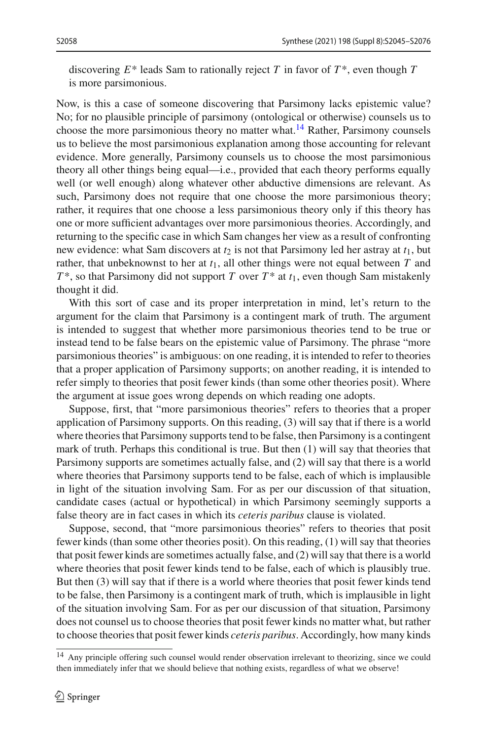discovering $E^*$ leads Sam to rationally reject $T$ in favor of $T^*$, even though $T$ is more parsimonious.

Now, is this a case of someone discovering that Parsimony lacks epistemic value? No; for no plausible principle of parsimony (ontological or otherwise) counsels us to choose the more parsimonious theory no matter what.[14] Rather, Parsimony counsels us to believe the most parsimonious explanation among those accounting for relevant evidence. More generally, Parsimony counsels us to choose the most parsimonious theory all other things being equal—i.e., provided that each theory performs equally well (or well enough) along whatever other abductive dimensions are relevant. As such, Parsimony does not require that one choose the more parsimonious theory; rather, it requires that one choose a less parsimonious theory only if this theory has one or more sufficient advantages over more parsimonious theories. Accordingly, and returning to the specific case in which Sam changes her view as a result of confronting new evidence: what Sam discovers at $t_2$ is not that Parsimony led her astray at $t_1$, but rather, that unbeknownst to her at $t_1$, all other things were not equal between $T$ and $T^*$, so that Parsimony did not support $T$ over $T^*$ at $t_1$, even though Sam mistakenly thought it did.

With this sort of case and its proper interpretation in mind, let's return to the argument for the claim that Parsimony is a contingent mark of truth. The argument is intended to suggest that whether more parsimonious theories tend to be true or instead tend to be false bears on the epistemic value of Parsimony. The phrase "more parsimonious theories" is ambiguous: on one reading, it is intended to refer to theories that a proper application of Parsimony supports; on another reading, it is intended to refer simply to theories that posit fewer kinds (than some other theories posit). Where the argument at issue goes wrong depends on which reading one adopts.

Suppose, first, that "more parsimonious theories" refers to theories that a proper application of Parsimony supports. On this reading, (3) will say that if there is a world where theories that Parsimony supports tend to be false, then Parsimony is a contingent mark of truth. Perhaps this conditional is true. But then (1) will say that theories that Parsimony supports are sometimes actually false, and (2) will say that there is a world where theories that Parsimony supports tend to be false, each of which is implausible in light of the situation involving Sam. For as per our discussion of that situation, candidate cases (actual or hypothetical) in which Parsimony seemingly supports a false theory are in fact cases in which its *ceteris paribus* clause is violated.

Suppose, second, that "more parsimonious theories" refers to theories that posit fewer kinds (than some other theories posit). On this reading, (1) will say that theories that posit fewer kinds are sometimes actually false, and (2) will say that there is a world where theories that posit fewer kinds tend to be false, each of which is plausibly true. But then (3) will say that if there is a world where theories that posit fewer kinds tend to be false, then Parsimony is a contingent mark of truth, which is implausible in light of the situation involving Sam. For as per our discussion of that situation, Parsimony does not counsel us to choose theories that posit fewer kinds no matter what, but rather to choose theories that posit fewer kinds *ceteris paribus*. Accordingly, how many kinds

[14] Any principle offering such counsel would render observation irrelevant to theorizing, since we could then immediately infer that we should believe that nothing exists, regardless of what we observe!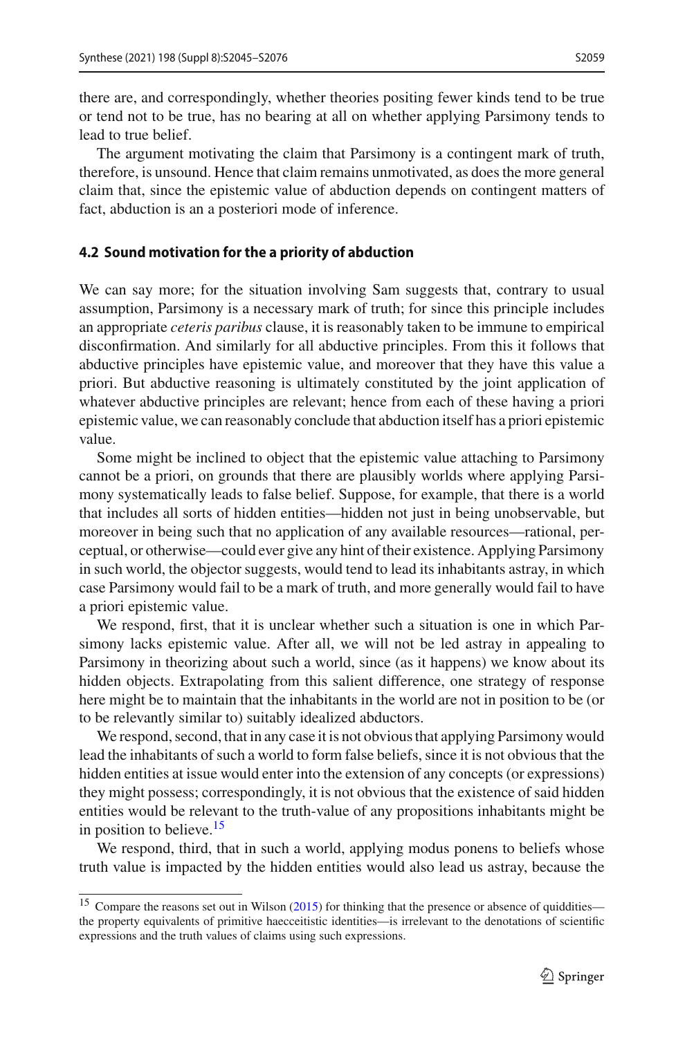there are, and correspondingly, whether theories positing fewer kinds tend to be true or tend not to be true, has no bearing at all on whether applying Parsimony tends to lead to true belief.

The argument motivating the claim that Parsimony is a contingent mark of truth, therefore, is unsound. Hence that claim remains unmotivated, as does the more general claim that, since the epistemic value of abduction depends on contingent matters of fact, abduction is an a posteriori mode of inference.

### 4.2 Sound motivation for the a priority of abduction

We can say more; for the situation involving Sam suggests that, contrary to usual assumption, Parsimony is a necessary mark of truth; for since this principle includes an appropriate *ceteris paribus* clause, it is reasonably taken to be immune to empirical disconfirmation. And similarly for all abductive principles. From this it follows that abductive principles have epistemic value, and moreover that they have this value a priori. But abductive reasoning is ultimately constituted by the joint application of whatever abductive principles are relevant; hence from each of these having a priori epistemic value, we can reasonably conclude that abduction itself has a priori epistemic value.

Some might be inclined to object that the epistemic value attaching to Parsimony cannot be a priori, on grounds that there are plausibly worlds where applying Parsimony systematically leads to false belief. Suppose, for example, that there is a world that includes all sorts of hidden entities—hidden not just in being unobservable, but moreover in being such that no application of any available resources—rational, perceptual, or otherwise—could ever give any hint of their existence. Applying Parsimony in such world, the objector suggests, would tend to lead its inhabitants astray, in which case Parsimony would fail to be a mark of truth, and more generally would fail to have a priori epistemic value.

We respond, first, that it is unclear whether such a situation is one in which Parsimony lacks epistemic value. After all, we will not be led astray in appealing to Parsimony in theorizing about such a world, since (as it happens) we know about its hidden objects. Extrapolating from this salient difference, one strategy of response here might be to maintain that the inhabitants in the world are not in position to be (or to be relevantly similar to) suitably idealized abductors.

We respond, second, that in any case it is not obvious that applying Parsimony would lead the inhabitants of such a world to form false beliefs, since it is not obvious that the hidden entities at issue would enter into the extension of any concepts (or expressions) they might possess; correspondingly, it is not obvious that the existence of said hidden entities would be relevant to the truth-value of any propositions inhabitants might be in position to believe.[15]

We respond, third, that in such a world, applying modus ponens to beliefs whose truth value is impacted by the hidden entities would also lead us astray, because the

[15] Compare the reasons set out in Wilson (2015) for thinking that the presence or absence of quiddities—the property equivalents of primitive haecceitistic identities—is irrelevant to the denotations of scientific expressions and the truth values of claims using such expressions.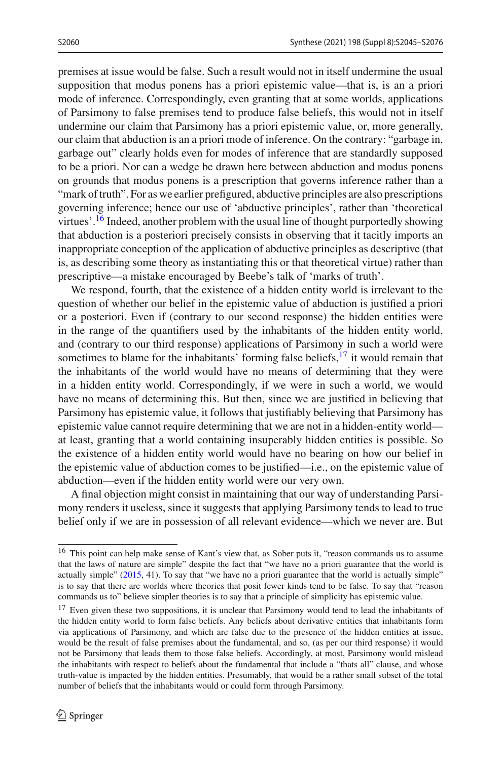premises at issue would be false. Such a result would not in itself undermine the usual supposition that modus ponens has a priori epistemic value—that is, is an a priori mode of inference. Correspondingly, even granting that at some worlds, applications of Parsimony to false premises tend to produce false beliefs, this would not in itself undermine our claim that Parsimony has a priori epistemic value, or, more generally, our claim that abduction is an a priori mode of inference. On the contrary: "garbage in, garbage out" clearly holds even for modes of inference that are standardly supposed to be a priori. Nor can a wedge be drawn here between abduction and modus ponens on grounds that modus ponens is a prescription that governs inference rather than a "mark of truth". For as we earlier prefigured, abductive principles are also prescriptions governing inference; hence our use of 'abductive principles', rather than 'theoretical virtues'.[16] Indeed, another problem with the usual line of thought purportedly showing that abduction is a posteriori precisely consists in observing that it tacitly imports an inappropriate conception of the application of abductive principles as descriptive (that is, as describing some theory as instantiating this or that theoretical virtue) rather than prescriptive—a mistake encouraged by Beebe's talk of 'marks of truth'.

We respond, fourth, that the existence of a hidden entity world is irrelevant to the question of whether our belief in the epistemic value of abduction is justified a priori or a posteriori. Even if (contrary to our second response) the hidden entities were in the range of the quantifiers used by the inhabitants of the hidden entity world, and (contrary to our third response) applications of Parsimony in such a world were sometimes to blame for the inhabitants' forming false beliefs,[17] it would remain that the inhabitants of the world would have no means of determining that they were in a hidden entity world. Correspondingly, if we were in such a world, we would have no means of determining this. But then, since we are justified in believing that Parsimony has epistemic value, it follows that justifiably believing that Parsimony has epistemic value cannot require determining that we are not in a hidden-entity world—at least, granting that a world containing insuperably hidden entities is possible. So the existence of a hidden entity world would have no bearing on how our belief in the epistemic value of abduction comes to be justified—i.e., on the epistemic value of abduction—even if the hidden entity world were our very own.

A final objection might consist in maintaining that our way of understanding Parsimony renders it useless, since it suggests that applying Parsimony tends to lead to true belief only if we are in possession of all relevant evidence—which we never are. But

[16] This point can help make sense of Kant's view that, as Sober puts it, "reason commands us to assume that the laws of nature are simple" despite the fact that "we have no a priori guarantee that the world is actually simple" (2015, 41). To say that "we have no a priori guarantee that the world is actually simple" is to say that there are worlds where theories that posit fewer kinds tend to be false. To say that "reason commands us to" believe simpler theories is to say that a principle of simplicity has epistemic value.

[17] Even given these two suppositions, it is unclear that Parsimony would tend to lead the inhabitants of the hidden entity world to form false beliefs. Any beliefs about derivative entities that inhabitants form via applications of Parsimony, and which are false due to the presence of the hidden entities at issue, would be the result of false premises about the fundamental, and so, (as per our third response) it would not be Parsimony that leads them to those false beliefs. Accordingly, at most, Parsimony would mislead the inhabitants with respect to beliefs about the fundamental that include a "thats all" clause, and whose truth-value is impacted by the hidden entities. Presumably, that would be a rather small subset of the total number of beliefs that the inhabitants would or could form through Parsimony.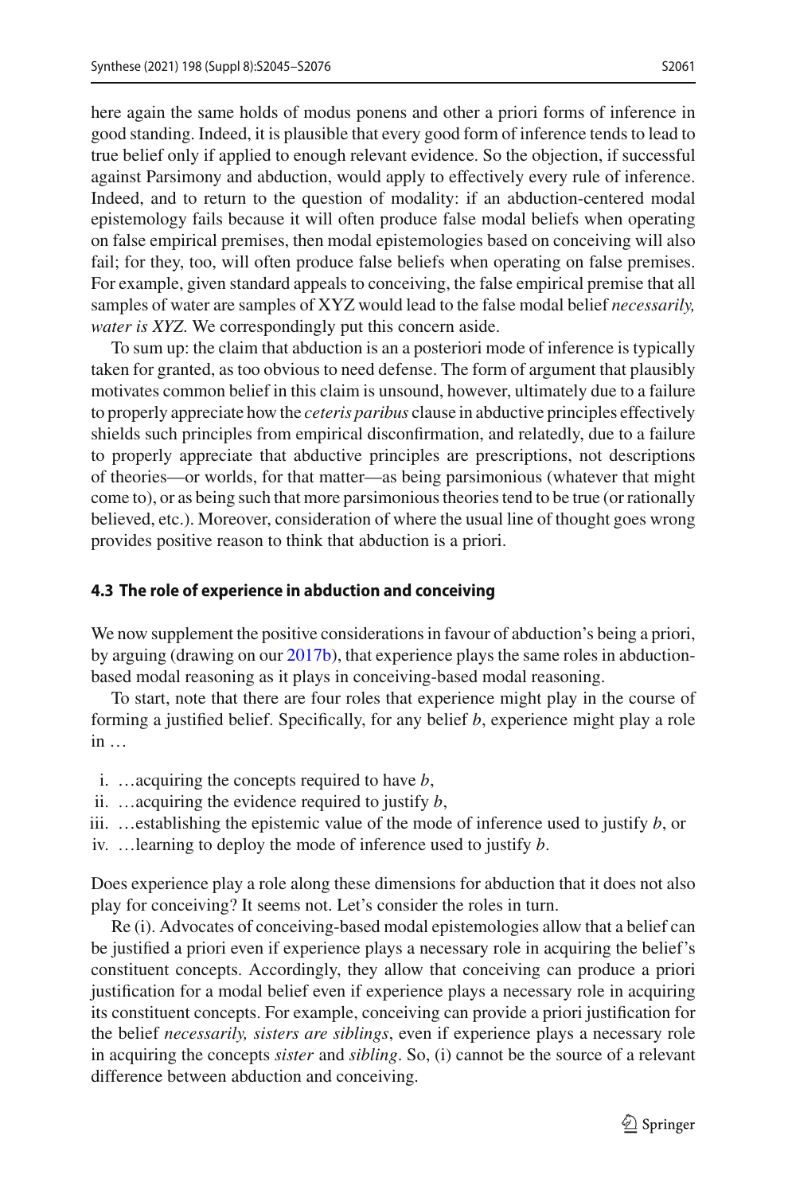here again the same holds of modus ponens and other a priori forms of inference in good standing. Indeed, it is plausible that every good form of inference tends to lead to true belief only if applied to enough relevant evidence. So the objection, if successful against Parsimony and abduction, would apply to effectively every rule of inference. Indeed, and to return to the question of modality: if an abduction-centered modal epistemology fails because it will often produce false modal beliefs when operating on false empirical premises, then modal epistemologies based on conceiving will also fail; for they, too, will often produce false beliefs when operating on false premises. For example, given standard appeals to conceiving, the false empirical premise that all samples of water are samples of XYZ would lead to the false modal belief *necessarily, water is XYZ*. We correspondingly put this concern aside.

To sum up: the claim that abduction is an a posteriori mode of inference is typically taken for granted, as too obvious to need defense. The form of argument that plausibly motivates common belief in this claim is unsound, however, ultimately due to a failure to properly appreciate how the *ceteris paribus* clause in abductive principles effectively shields such principles from empirical disconfirmation, and relatedly, due to a failure to properly appreciate that abductive principles are prescriptions, not descriptions of theories—or worlds, for that matter—as being parsimonious (whatever that might come to), or as being such that more parsimonious theories tend to be true (or rationally believed, etc.). Moreover, consideration of where the usual line of thought goes wrong provides positive reason to think that abduction is a priori.

### 4.3 The role of experience in abduction and conceiving

We now supplement the positive considerations in favour of abduction's being a priori, by arguing (drawing on our 2017b), that experience plays the same roles in abduction-based modal reasoning as it plays in conceiving-based modal reasoning.

To start, note that there are four roles that experience might play in the course of forming a justified belief. Specifically, for any belief *b*, experience might play a role in …

i. …acquiring the concepts required to have *b*,
ii. …acquiring the evidence required to justify *b*,
iii. …establishing the epistemic value of the mode of inference used to justify *b*, or
iv. …learning to deploy the mode of inference used to justify *b*.

Does experience play a role along these dimensions for abduction that it does not also play for conceiving? It seems not. Let's consider the roles in turn.

Re (i). Advocates of conceiving-based modal epistemologies allow that a belief can be justified a priori even if experience plays a necessary role in acquiring the belief's constituent concepts. Accordingly, they allow that conceiving can produce a priori justification for a modal belief even if experience plays a necessary role in acquiring its constituent concepts. For example, conceiving can provide a priori justification for the belief *necessarily, sisters are siblings*, even if experience plays a necessary role in acquiring the concepts *sister* and *sibling*. So, (i) cannot be the source of a relevant difference between abduction and conceiving.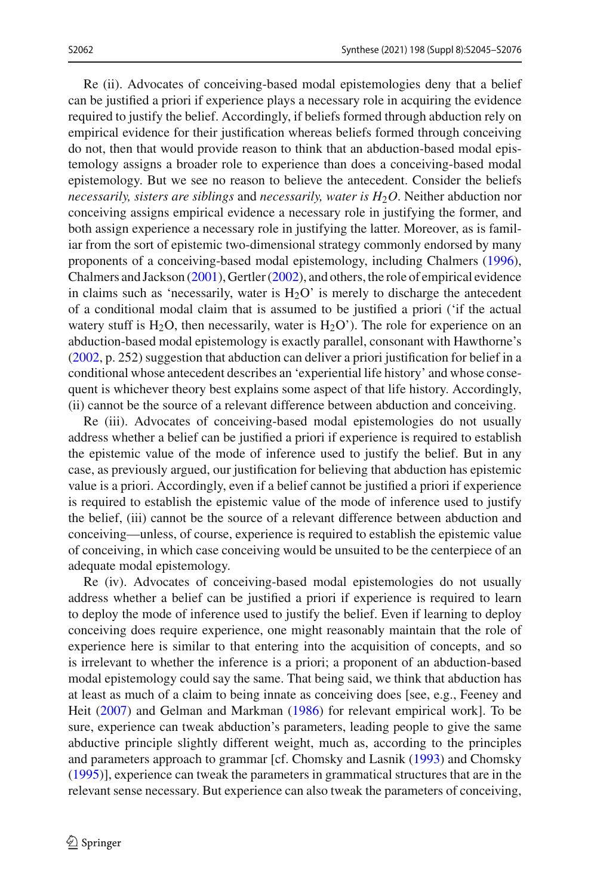Re (ii). Advocates of conceiving-based modal epistemologies deny that a belief can be justified a priori if experience plays a necessary role in acquiring the evidence required to justify the belief. Accordingly, if beliefs formed through abduction rely on empirical evidence for their justification whereas beliefs formed through conceiving do not, then that would provide reason to think that an abduction-based modal epistemology assigns a broader role to experience than does a conceiving-based modal epistemology. But we see no reason to believe the antecedent. Consider the beliefs *necessarily, sisters are siblings* and *necessarily, water is* $H_2O$. Neither abduction nor conceiving assigns empirical evidence a necessary role in justifying the former, and both assign experience a necessary role in justifying the latter. Moreover, as is familiar from the sort of epistemic two-dimensional strategy commonly endorsed by many proponents of a conceiving-based modal epistemology, including Chalmers (1996), Chalmers and Jackson (2001), Gertler (2002), and others, the role of empirical evidence in claims such as 'necessarily, water is $H_2O$' is merely to discharge the antecedent of a conditional modal claim that is assumed to be justified a priori ('if the actual watery stuff is $H_2O$, then necessarily, water is $H_2O$'). The role for experience on an abduction-based modal epistemology is exactly parallel, consonant with Hawthorne's (2002, p. 252) suggestion that abduction can deliver a priori justification for belief in a conditional whose antecedent describes an 'experiential life history' and whose consequent is whichever theory best explains some aspect of that life history. Accordingly, (ii) cannot be the source of a relevant difference between abduction and conceiving.

Re (iii). Advocates of conceiving-based modal epistemologies do not usually address whether a belief can be justified a priori if experience is required to establish the epistemic value of the mode of inference used to justify the belief. But in any case, as previously argued, our justification for believing that abduction has epistemic value is a priori. Accordingly, even if a belief cannot be justified a priori if experience is required to establish the epistemic value of the mode of inference used to justify the belief, (iii) cannot be the source of a relevant difference between abduction and conceiving—unless, of course, experience is required to establish the epistemic value of conceiving, in which case conceiving would be unsuited to be the centerpiece of an adequate modal epistemology.

Re (iv). Advocates of conceiving-based modal epistemologies do not usually address whether a belief can be justified a priori if experience is required to learn to deploy the mode of inference used to justify the belief. Even if learning to deploy conceiving does require experience, one might reasonably maintain that the role of experience here is similar to that entering into the acquisition of concepts, and so is irrelevant to whether the inference is a priori; a proponent of an abduction-based modal epistemology could say the same. That being said, we think that abduction has at least as much of a claim to being innate as conceiving does [see, e.g., Feeney and Heit (2007) and Gelman and Markman (1986) for relevant empirical work]. To be sure, experience can tweak abduction's parameters, leading people to give the same abductive principle slightly different weight, much as, according to the principles and parameters approach to grammar [cf. Chomsky and Lasnik (1993) and Chomsky (1995)], experience can tweak the parameters in grammatical structures that are in the relevant sense necessary. But experience can also tweak the parameters of conceiving,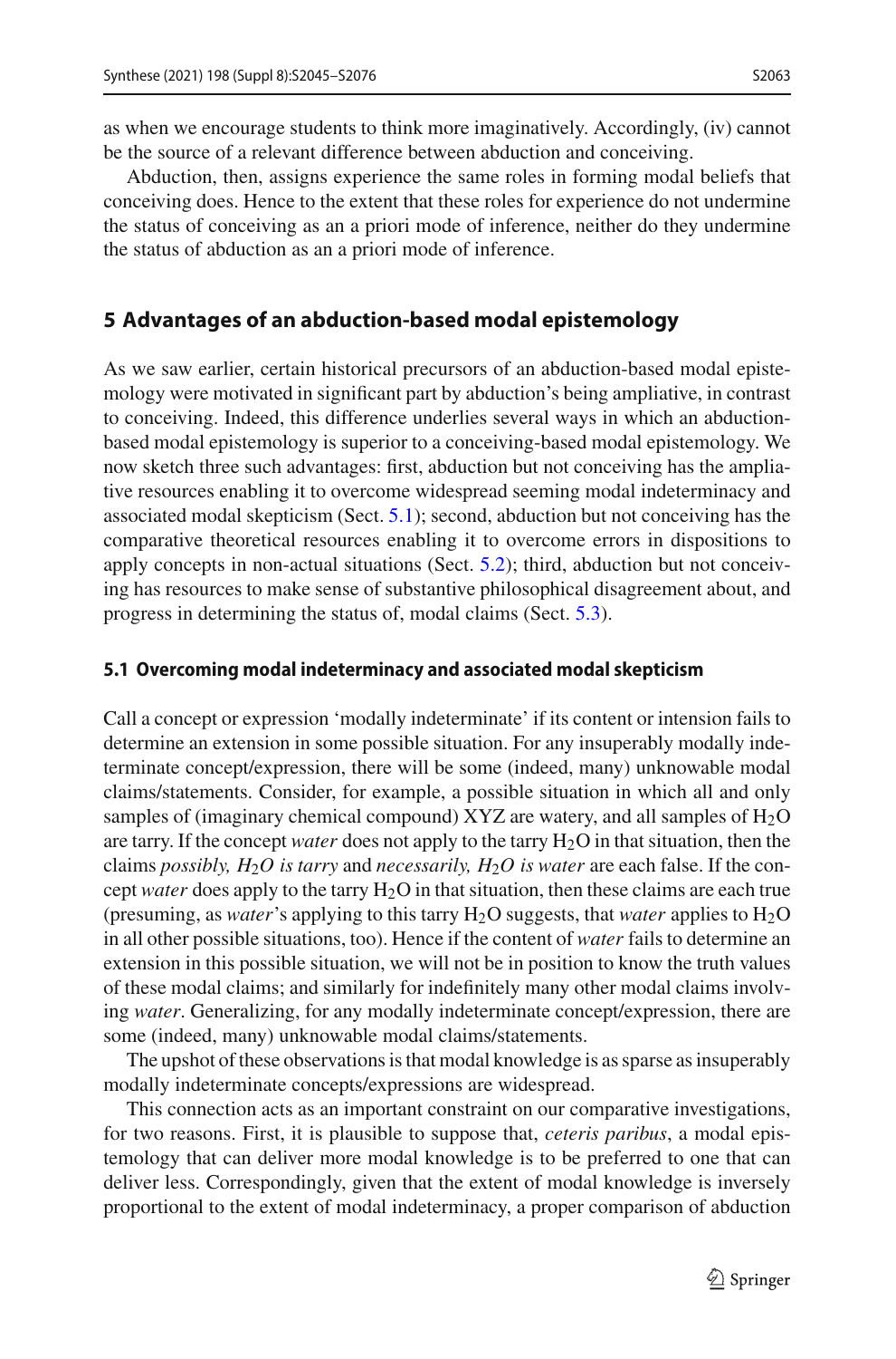as when we encourage students to think more imaginatively. Accordingly, (iv) cannot be the source of a relevant difference between abduction and conceiving.

Abduction, then, assigns experience the same roles in forming modal beliefs that conceiving does. Hence to the extent that these roles for experience do not undermine the status of conceiving as an a priori mode of inference, neither do they undermine the status of abduction as an a priori mode of inference.

## 5 Advantages of an abduction-based modal epistemology

As we saw earlier, certain historical precursors of an abduction-based modal epistemology were motivated in significant part by abduction's being ampliative, in contrast to conceiving. Indeed, this difference underlies several ways in which an abduction-based modal epistemology is superior to a conceiving-based modal epistemology. We now sketch three such advantages: first, abduction but not conceiving has the ampliative resources enabling it to overcome widespread seeming modal indeterminacy and associated modal skepticism (Sect. 5.1); second, abduction but not conceiving has the comparative theoretical resources enabling it to overcome errors in dispositions to apply concepts in non-actual situations (Sect. 5.2); third, abduction but not conceiving has resources to make sense of substantive philosophical disagreement about, and progress in determining the status of, modal claims (Sect. 5.3).

### 5.1 Overcoming modal indeterminacy and associated modal skepticism

Call a concept or expression 'modally indeterminate' if its content or intension fails to determine an extension in some possible situation. For any insuperably modally indeterminate concept/expression, there will be some (indeed, many) unknowable modal claims/statements. Consider, for example, a possible situation in which all and only samples of (imaginary chemical compound) XYZ are watery, and all samples of $H_2O$ are tarry. If the concept *water* does not apply to the tarry $H_2O$ in that situation, then the claims *possibly, $H_2O$ is tarry* and *necessarily, $H_2O$ is water* are each false. If the concept *water* does apply to the tarry $H_2O$ in that situation, then these claims are each true (presuming, as *water*'s applying to this tarry $H_2O$ suggests, that *water* applies to $H_2O$ in all other possible situations, too). Hence if the content of *water* fails to determine an extension in this possible situation, we will not be in position to know the truth values of these modal claims; and similarly for indefinitely many other modal claims involving *water*. Generalizing, for any modally indeterminate concept/expression, there are some (indeed, many) unknowable modal claims/statements.

The upshot of these observations is that modal knowledge is as sparse as insuperably modally indeterminate concepts/expressions are widespread.

This connection acts as an important constraint on our comparative investigations, for two reasons. First, it is plausible to suppose that, *ceteris paribus*, a modal epistemology that can deliver more modal knowledge is to be preferred to one that can deliver less. Correspondingly, given that the extent of modal knowledge is inversely proportional to the extent of modal indeterminacy, a proper comparison of abduction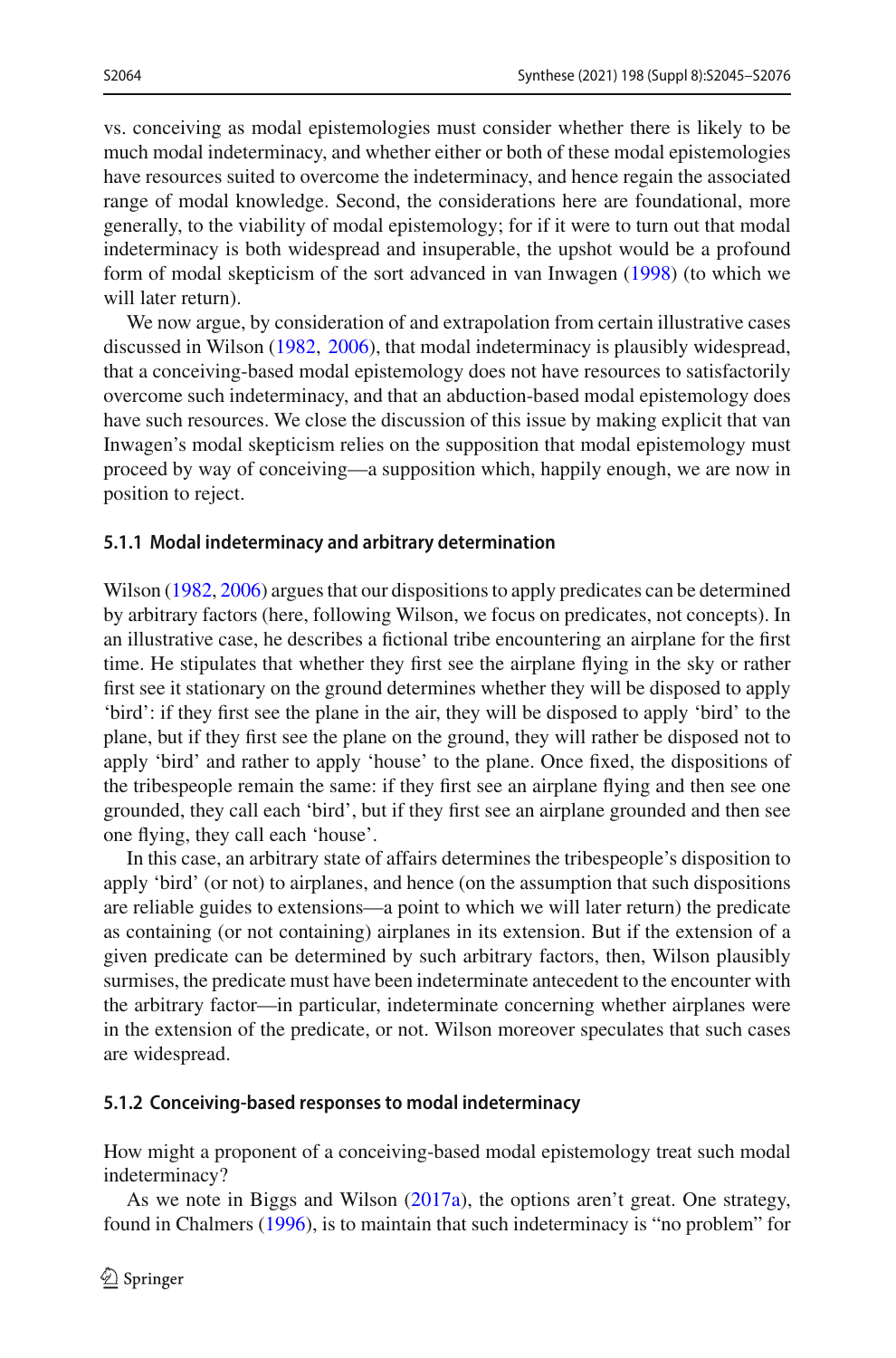vs. conceiving as modal epistemologies must consider whether there is likely to be much modal indeterminacy, and whether either or both of these modal epistemologies have resources suited to overcome the indeterminacy, and hence regain the associated range of modal knowledge. Second, the considerations here are foundational, more generally, to the viability of modal epistemology; for if it were to turn out that modal indeterminacy is both widespread and insuperable, the upshot would be a profound form of modal skepticism of the sort advanced in van Inwagen (1998) (to which we will later return).

We now argue, by consideration of and extrapolation from certain illustrative cases discussed in Wilson (1982, 2006), that modal indeterminacy is plausibly widespread, that a conceiving-based modal epistemology does not have resources to satisfactorily overcome such indeterminacy, and that an abduction-based modal epistemology does have such resources. We close the discussion of this issue by making explicit that van Inwagen's modal skepticism relies on the supposition that modal epistemology must proceed by way of conceiving—a supposition which, happily enough, we are now in position to reject.

#### 5.1.1 Modal indeterminacy and arbitrary determination

Wilson (1982, 2006) argues that our dispositions to apply predicates can be determined by arbitrary factors (here, following Wilson, we focus on predicates, not concepts). In an illustrative case, he describes a fictional tribe encountering an airplane for the first time. He stipulates that whether they first see the airplane flying in the sky or rather first see it stationary on the ground determines whether they will be disposed to apply 'bird': if they first see the plane in the air, they will be disposed to apply 'bird' to the plane, but if they first see the plane on the ground, they will rather be disposed not to apply 'bird' and rather to apply 'house' to the plane. Once fixed, the dispositions of the tribespeople remain the same: if they first see an airplane flying and then see one grounded, they call each 'bird', but if they first see an airplane grounded and then see one flying, they call each 'house'.

In this case, an arbitrary state of affairs determines the tribespeople's disposition to apply 'bird' (or not) to airplanes, and hence (on the assumption that such dispositions are reliable guides to extensions—a point to which we will later return) the predicate as containing (or not containing) airplanes in its extension. But if the extension of a given predicate can be determined by such arbitrary factors, then, Wilson plausibly surmises, the predicate must have been indeterminate antecedent to the encounter with the arbitrary factor—in particular, indeterminate concerning whether airplanes were in the extension of the predicate, or not. Wilson moreover speculates that such cases are widespread.

#### 5.1.2 Conceiving-based responses to modal indeterminacy

How might a proponent of a conceiving-based modal epistemology treat such modal indeterminacy?

As we note in Biggs and Wilson (2017a), the options aren't great. One strategy, found in Chalmers (1996), is to maintain that such indeterminacy is "no problem" for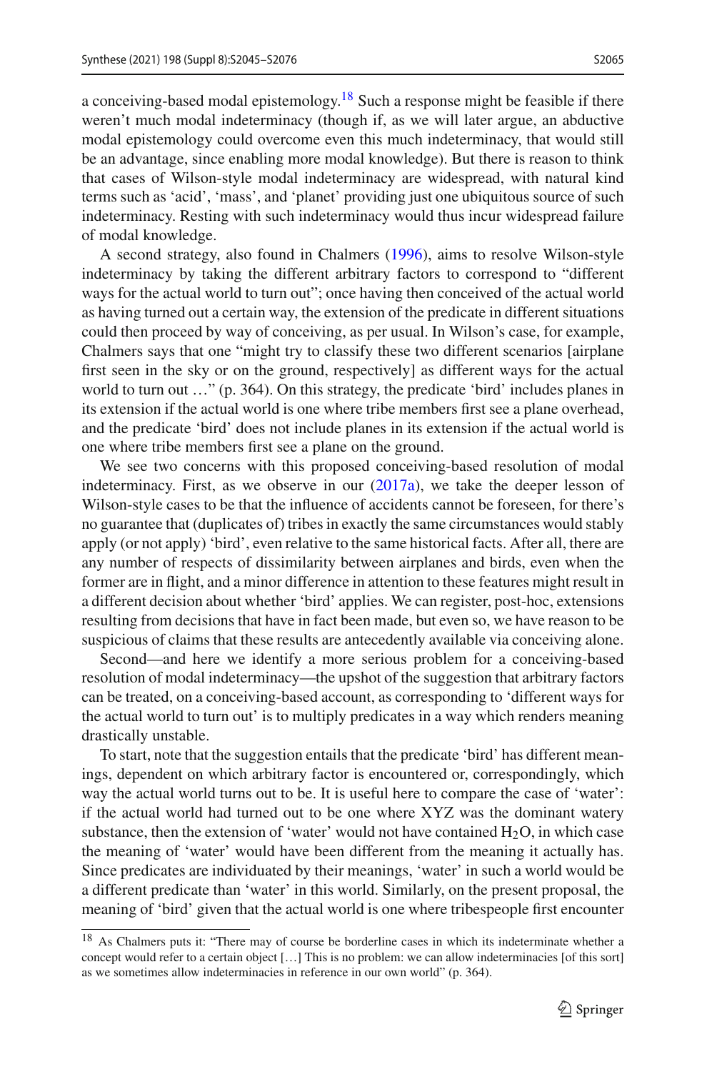a conceiving-based modal epistemology.[18] Such a response might be feasible if there weren't much modal indeterminacy (though if, as we will later argue, an abductive modal epistemology could overcome even this much indeterminacy, that would still be an advantage, since enabling more modal knowledge). But there is reason to think that cases of Wilson-style modal indeterminacy are widespread, with natural kind terms such as 'acid', 'mass', and 'planet' providing just one ubiquitous source of such indeterminacy. Resting with such indeterminacy would thus incur widespread failure of modal knowledge.

A second strategy, also found in Chalmers (1996), aims to resolve Wilson-style indeterminacy by taking the different arbitrary factors to correspond to "different ways for the actual world to turn out"; once having then conceived of the actual world as having turned out a certain way, the extension of the predicate in different situations could then proceed by way of conceiving, as per usual. In Wilson's case, for example, Chalmers says that one "might try to classify these two different scenarios [airplane first seen in the sky or on the ground, respectively] as different ways for the actual world to turn out …" (p. 364). On this strategy, the predicate 'bird' includes planes in its extension if the actual world is one where tribe members first see a plane overhead, and the predicate 'bird' does not include planes in its extension if the actual world is one where tribe members first see a plane on the ground.

We see two concerns with this proposed conceiving-based resolution of modal indeterminacy. First, as we observe in our (2017a), we take the deeper lesson of Wilson-style cases to be that the influence of accidents cannot be foreseen, for there's no guarantee that (duplicates of) tribes in exactly the same circumstances would stably apply (or not apply) 'bird', even relative to the same historical facts. After all, there are any number of respects of dissimilarity between airplanes and birds, even when the former are in flight, and a minor difference in attention to these features might result in a different decision about whether 'bird' applies. We can register, post-hoc, extensions resulting from decisions that have in fact been made, but even so, we have reason to be suspicious of claims that these results are antecedently available via conceiving alone.

Second—and here we identify a more serious problem for a conceiving-based resolution of modal indeterminacy—the upshot of the suggestion that arbitrary factors can be treated, on a conceiving-based account, as corresponding to 'different ways for the actual world to turn out' is to multiply predicates in a way which renders meaning drastically unstable.

To start, note that the suggestion entails that the predicate 'bird' has different meanings, dependent on which arbitrary factor is encountered or, correspondingly, which way the actual world turns out to be. It is useful here to compare the case of 'water': if the actual world had turned out to be one where XYZ was the dominant watery substance, then the extension of 'water' would not have contained $H_2O$, in which case the meaning of 'water' would have been different from the meaning it actually has. Since predicates are individuated by their meanings, 'water' in such a world would be a different predicate than 'water' in this world. Similarly, on the present proposal, the meaning of 'bird' given that the actual world is one where tribespeople first encounter

[18] As Chalmers puts it: "There may of course be borderline cases in which its indeterminate whether a concept would refer to a certain object […] This is no problem: we can allow indeterminacies [of this sort] as we sometimes allow indeterminacies in reference in our own world" (p. 364).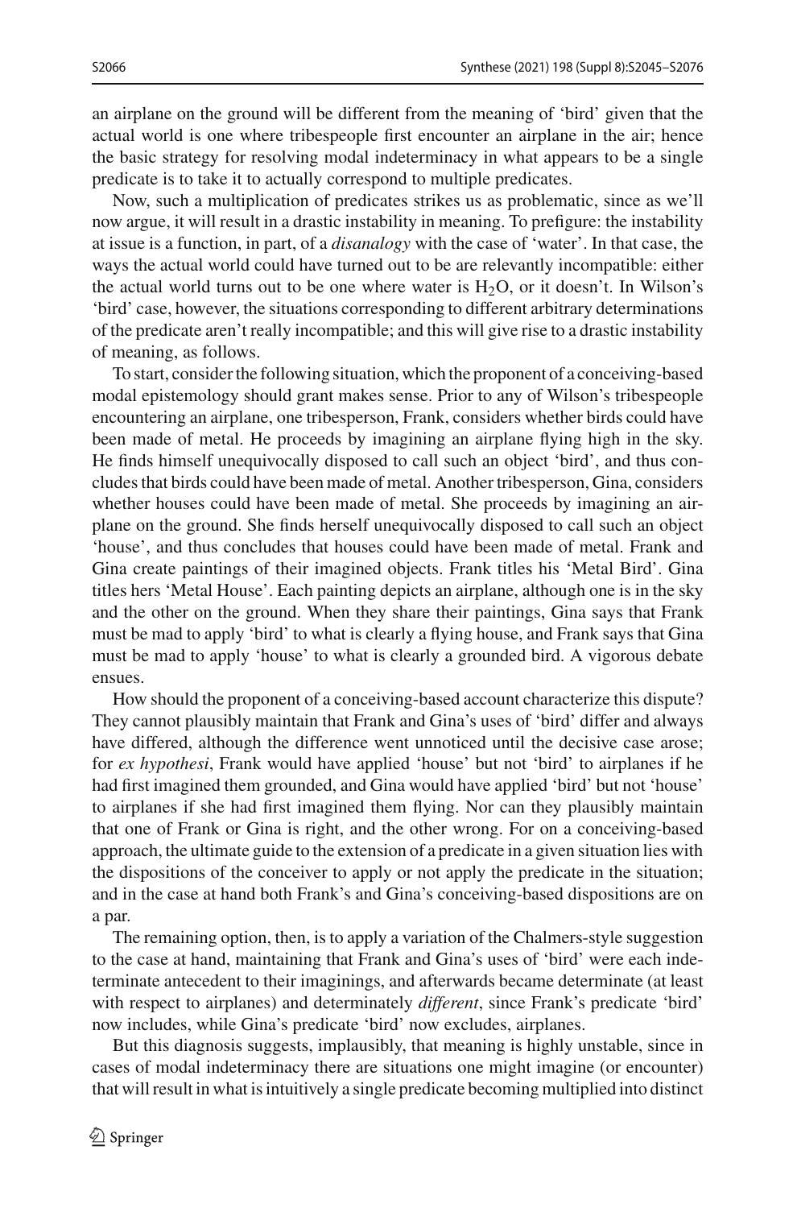an airplane on the ground will be different from the meaning of 'bird' given that the actual world is one where tribespeople first encounter an airplane in the air; hence the basic strategy for resolving modal indeterminacy in what appears to be a single predicate is to take it to actually correspond to multiple predicates.

Now, such a multiplication of predicates strikes us as problematic, since as we'll now argue, it will result in a drastic instability in meaning. To prefigure: the instability at issue is a function, in part, of a *disanalogy* with the case of 'water'. In that case, the ways the actual world could have turned out to be are relevantly incompatible: either the actual world turns out to be one where water is $H_2O$, or it doesn't. In Wilson's 'bird' case, however, the situations corresponding to different arbitrary determinations of the predicate aren't really incompatible; and this will give rise to a drastic instability of meaning, as follows.

To start, consider the following situation, which the proponent of a conceiving-based modal epistemology should grant makes sense. Prior to any of Wilson's tribespeople encountering an airplane, one tribesperson, Frank, considers whether birds could have been made of metal. He proceeds by imagining an airplane flying high in the sky. He finds himself unequivocally disposed to call such an object 'bird', and thus concludes that birds could have been made of metal. Another tribesperson, Gina, considers whether houses could have been made of metal. She proceeds by imagining an airplane on the ground. She finds herself unequivocally disposed to call such an object 'house', and thus concludes that houses could have been made of metal. Frank and Gina create paintings of their imagined objects. Frank titles his 'Metal Bird'. Gina titles hers 'Metal House'. Each painting depicts an airplane, although one is in the sky and the other on the ground. When they share their paintings, Gina says that Frank must be mad to apply 'bird' to what is clearly a flying house, and Frank says that Gina must be mad to apply 'house' to what is clearly a grounded bird. A vigorous debate ensues.

How should the proponent of a conceiving-based account characterize this dispute? They cannot plausibly maintain that Frank and Gina's uses of 'bird' differ and always have differed, although the difference went unnoticed until the decisive case arose; for *ex hypothesi*, Frank would have applied 'house' but not 'bird' to airplanes if he had first imagined them grounded, and Gina would have applied 'bird' but not 'house' to airplanes if she had first imagined them flying. Nor can they plausibly maintain that one of Frank or Gina is right, and the other wrong. For on a conceiving-based approach, the ultimate guide to the extension of a predicate in a given situation lies with the dispositions of the conceiver to apply or not apply the predicate in the situation; and in the case at hand both Frank's and Gina's conceiving-based dispositions are on a par.

The remaining option, then, is to apply a variation of the Chalmers-style suggestion to the case at hand, maintaining that Frank and Gina's uses of 'bird' were each indeterminate antecedent to their imaginings, and afterwards became determinate (at least with respect to airplanes) and determinately *different*, since Frank's predicate 'bird' now includes, while Gina's predicate 'bird' now excludes, airplanes.

But this diagnosis suggests, implausibly, that meaning is highly unstable, since in cases of modal indeterminacy there are situations one might imagine (or encounter) that will result in what is intuitively a single predicate becoming multiplied into distinct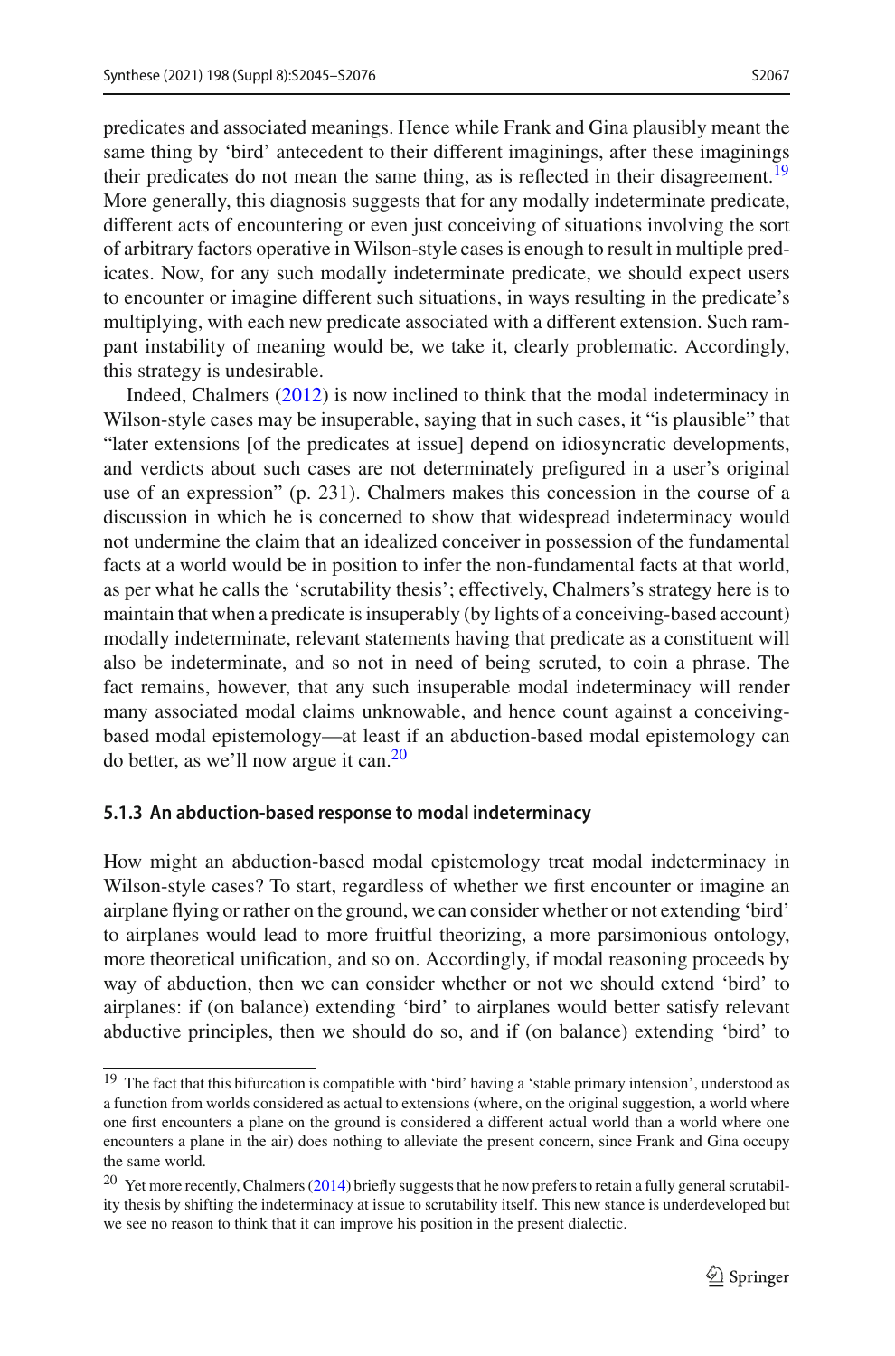predicates and associated meanings. Hence while Frank and Gina plausibly meant the same thing by 'bird' antecedent to their different imaginings, after these imaginings their predicates do not mean the same thing, as is reflected in their disagreement.[19] More generally, this diagnosis suggests that for any modally indeterminate predicate, different acts of encountering or even just conceiving of situations involving the sort of arbitrary factors operative in Wilson-style cases is enough to result in multiple predicates. Now, for any such modally indeterminate predicate, we should expect users to encounter or imagine different such situations, in ways resulting in the predicate's multiplying, with each new predicate associated with a different extension. Such rampant instability of meaning would be, we take it, clearly problematic. Accordingly, this strategy is undesirable.

Indeed, Chalmers (2012) is now inclined to think that the modal indeterminacy in Wilson-style cases may be insuperable, saying that in such cases, it "is plausible" that "later extensions [of the predicates at issue] depend on idiosyncratic developments, and verdicts about such cases are not determinately prefigured in a user's original use of an expression" (p. 231). Chalmers makes this concession in the course of a discussion in which he is concerned to show that widespread indeterminacy would not undermine the claim that an idealized conceiver in possession of the fundamental facts at a world would be in position to infer the non-fundamental facts at that world, as per what he calls the 'scrutability thesis'; effectively, Chalmers's strategy here is to maintain that when a predicate is insuperably (by lights of a conceiving-based account) modally indeterminate, relevant statements having that predicate as a constituent will also be indeterminate, and so not in need of being scruted, to coin a phrase. The fact remains, however, that any such insuperable modal indeterminacy will render many associated modal claims unknowable, and hence count against a conceiving-based modal epistemology—at least if an abduction-based modal epistemology can do better, as we'll now argue it can.[20]

### 5.1.3 An abduction-based response to modal indeterminacy

How might an abduction-based modal epistemology treat modal indeterminacy in Wilson-style cases? To start, regardless of whether we first encounter or imagine an airplane flying or rather on the ground, we can consider whether or not extending 'bird' to airplanes would lead to more fruitful theorizing, a more parsimonious ontology, more theoretical unification, and so on. Accordingly, if modal reasoning proceeds by way of abduction, then we can consider whether or not we should extend 'bird' to airplanes: if (on balance) extending 'bird' to airplanes would better satisfy relevant abductive principles, then we should do so, and if (on balance) extending 'bird' to

---

[19] The fact that this bifurcation is compatible with 'bird' having a 'stable primary intension', understood as a function from worlds considered as actual to extensions (where, on the original suggestion, a world where one first encounters a plane on the ground is considered a different actual world than a world where one encounters a plane in the air) does nothing to alleviate the present concern, since Frank and Gina occupy the same world.

[20] Yet more recently, Chalmers (2014) briefly suggests that he now prefers to retain a fully general scrutability thesis by shifting the indeterminacy at issue to scrutability itself. This new stance is underdeveloped but we see no reason to think that it can improve his position in the present dialectic.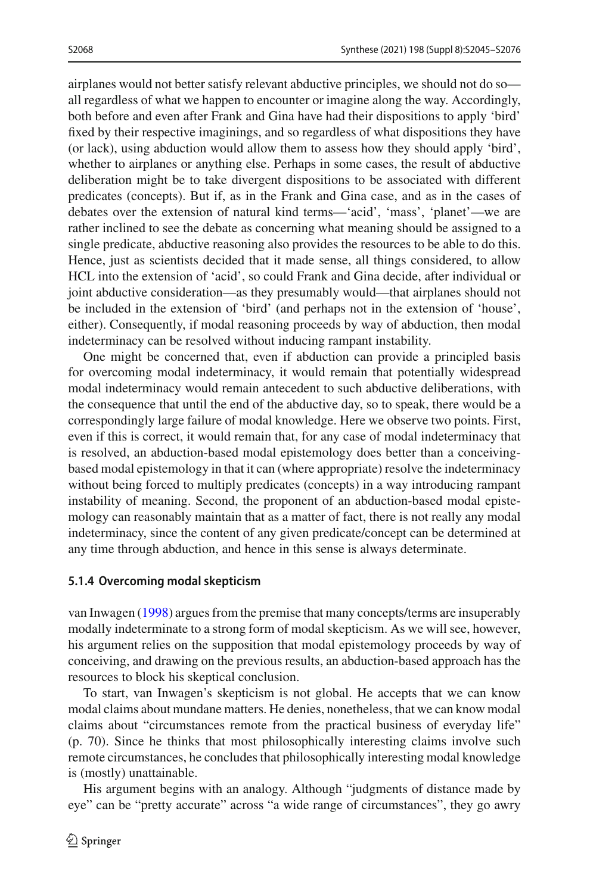airplanes would not better satisfy relevant abductive principles, we should not do so—all regardless of what we happen to encounter or imagine along the way. Accordingly, both before and even after Frank and Gina have had their dispositions to apply 'bird' fixed by their respective imaginings, and so regardless of what dispositions they have (or lack), using abduction would allow them to assess how they should apply 'bird', whether to airplanes or anything else. Perhaps in some cases, the result of abductive deliberation might be to take divergent dispositions to be associated with different predicates (concepts). But if, as in the Frank and Gina case, and as in the cases of debates over the extension of natural kind terms—'acid', 'mass', 'planet'—we are rather inclined to see the debate as concerning what meaning should be assigned to a single predicate, abductive reasoning also provides the resources to be able to do this. Hence, just as scientists decided that it made sense, all things considered, to allow HCL into the extension of 'acid', so could Frank and Gina decide, after individual or joint abductive consideration—as they presumably would—that airplanes should not be included in the extension of 'bird' (and perhaps not in the extension of 'house', either). Consequently, if modal reasoning proceeds by way of abduction, then modal indeterminacy can be resolved without inducing rampant instability.

One might be concerned that, even if abduction can provide a principled basis for overcoming modal indeterminacy, it would remain that potentially widespread modal indeterminacy would remain antecedent to such abductive deliberations, with the consequence that until the end of the abductive day, so to speak, there would be a correspondingly large failure of modal knowledge. Here we observe two points. First, even if this is correct, it would remain that, for any case of modal indeterminacy that is resolved, an abduction-based modal epistemology does better than a conceiving-based modal epistemology in that it can (where appropriate) resolve the indeterminacy without being forced to multiply predicates (concepts) in a way introducing rampant instability of meaning. Second, the proponent of an abduction-based modal epistemology can reasonably maintain that as a matter of fact, there is not really any modal indeterminacy, since the content of any given predicate/concept can be determined at any time through abduction, and hence in this sense is always determinate.

#### 5.1.4 Overcoming modal skepticism

van Inwagen (1998) argues from the premise that many concepts/terms are insuperably modally indeterminate to a strong form of modal skepticism. As we will see, however, his argument relies on the supposition that modal epistemology proceeds by way of conceiving, and drawing on the previous results, an abduction-based approach has the resources to block his skeptical conclusion.

To start, van Inwagen's skepticism is not global. He accepts that we can know modal claims about mundane matters. He denies, nonetheless, that we can know modal claims about "circumstances remote from the practical business of everyday life" (p. 70). Since he thinks that most philosophically interesting claims involve such remote circumstances, he concludes that philosophically interesting modal knowledge is (mostly) unattainable.

His argument begins with an analogy. Although "judgments of distance made by eye" can be "pretty accurate" across "a wide range of circumstances", they go awry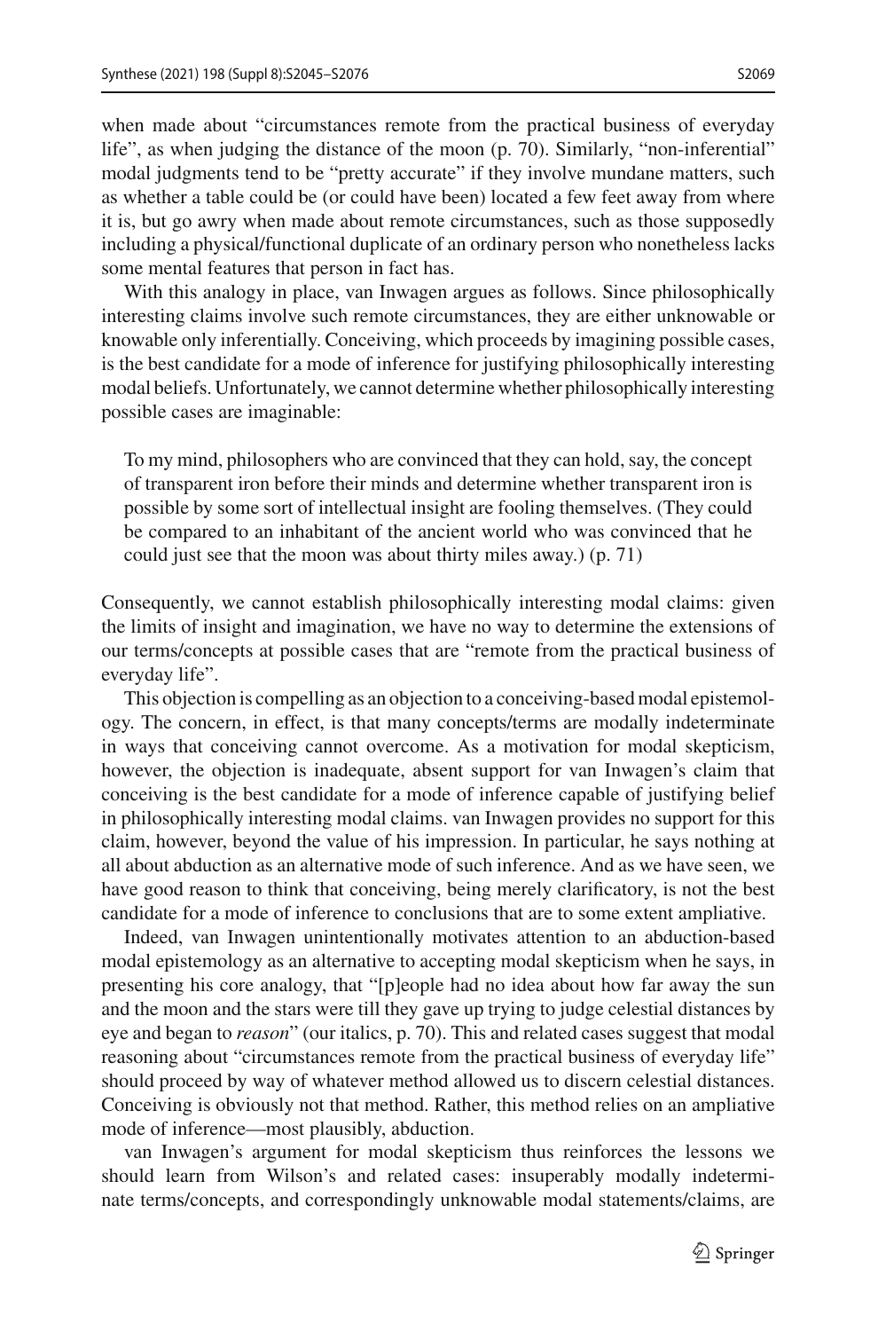when made about "circumstances remote from the practical business of everyday life", as when judging the distance of the moon (p. 70). Similarly, "non-inferential" modal judgments tend to be "pretty accurate" if they involve mundane matters, such as whether a table could be (or could have been) located a few feet away from where it is, but go awry when made about remote circumstances, such as those supposedly including a physical/functional duplicate of an ordinary person who nonetheless lacks some mental features that person in fact has.

With this analogy in place, van Inwagen argues as follows. Since philosophically interesting claims involve such remote circumstances, they are either unknowable or knowable only inferentially. Conceiving, which proceeds by imagining possible cases, is the best candidate for a mode of inference for justifying philosophically interesting modal beliefs. Unfortunately, we cannot determine whether philosophically interesting possible cases are imaginable:

> To my mind, philosophers who are convinced that they can hold, say, the concept of transparent iron before their minds and determine whether transparent iron is possible by some sort of intellectual insight are fooling themselves. (They could be compared to an inhabitant of the ancient world who was convinced that he could just see that the moon was about thirty miles away.) (p. 71)

Consequently, we cannot establish philosophically interesting modal claims: given the limits of insight and imagination, we have no way to determine the extensions of our terms/concepts at possible cases that are "remote from the practical business of everyday life".

This objection is compelling as an objection to a conceiving-based modal epistemology. The concern, in effect, is that many concepts/terms are modally indeterminate in ways that conceiving cannot overcome. As a motivation for modal skepticism, however, the objection is inadequate, absent support for van Inwagen's claim that conceiving is the best candidate for a mode of inference capable of justifying belief in philosophically interesting modal claims. van Inwagen provides no support for this claim, however, beyond the value of his impression. In particular, he says nothing at all about abduction as an alternative mode of such inference. And as we have seen, we have good reason to think that conceiving, being merely clarificatory, is not the best candidate for a mode of inference to conclusions that are to some extent ampliative.

Indeed, van Inwagen unintentionally motivates attention to an abduction-based modal epistemology as an alternative to accepting modal skepticism when he says, in presenting his core analogy, that "[p]eople had no idea about how far away the sun and the moon and the stars were till they gave up trying to judge celestial distances by eye and began to *reason*" (our italics, p. 70). This and related cases suggest that modal reasoning about "circumstances remote from the practical business of everyday life" should proceed by way of whatever method allowed us to discern celestial distances. Conceiving is obviously not that method. Rather, this method relies on an ampliative mode of inference—most plausibly, abduction.

van Inwagen's argument for modal skepticism thus reinforces the lessons we should learn from Wilson's and related cases: insuperably modally indeterminate terms/concepts, and correspondingly unknowable modal statements/claims, are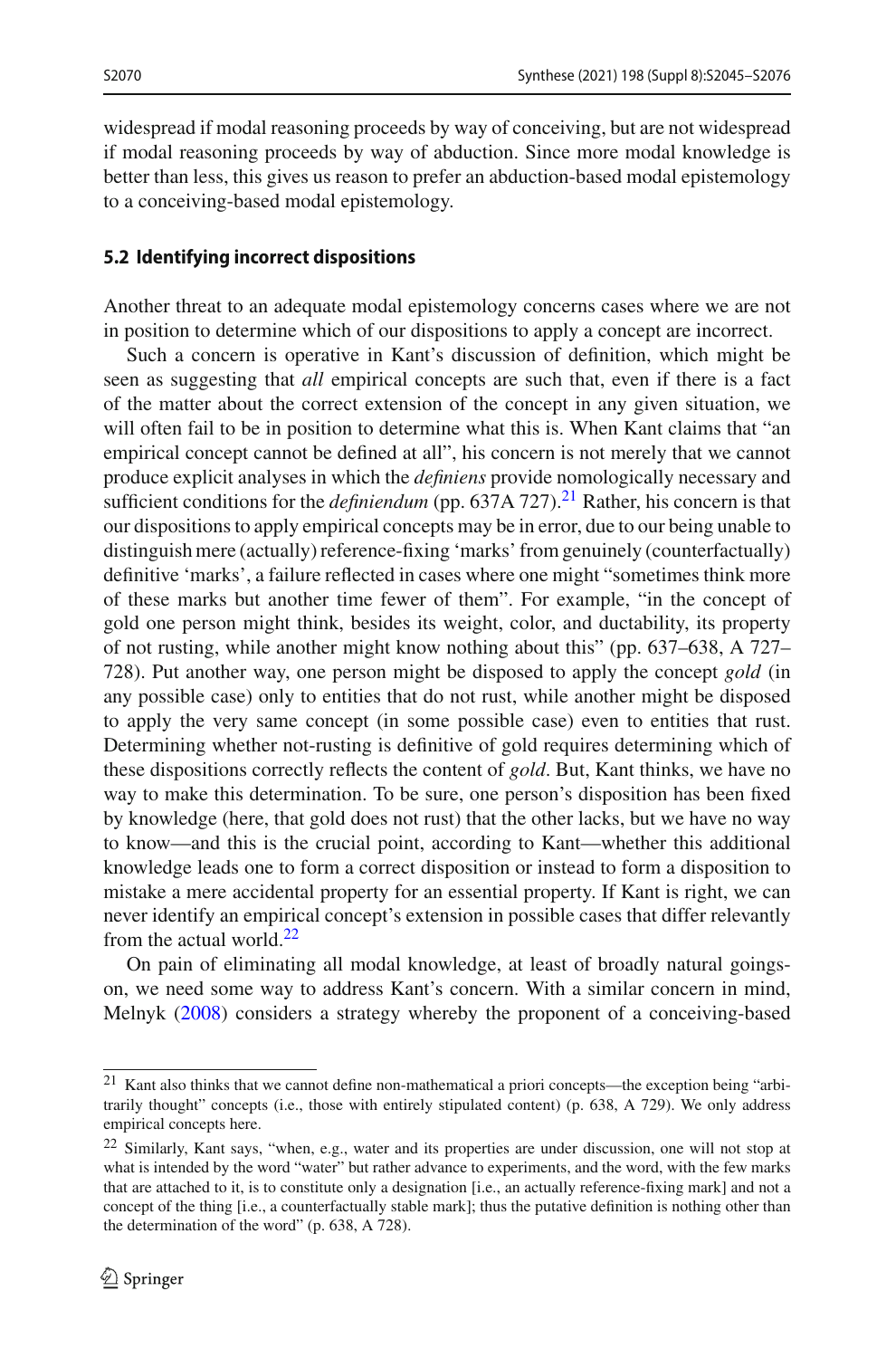widespread if modal reasoning proceeds by way of conceiving, but are not widespread if modal reasoning proceeds by way of abduction. Since more modal knowledge is better than less, this gives us reason to prefer an abduction-based modal epistemology to a conceiving-based modal epistemology.

### 5.2 Identifying incorrect dispositions

Another threat to an adequate modal epistemology concerns cases where we are not in position to determine which of our dispositions to apply a concept are incorrect.

Such a concern is operative in Kant's discussion of definition, which might be seen as suggesting that *all* empirical concepts are such that, even if there is a fact of the matter about the correct extension of the concept in any given situation, we will often fail to be in position to determine what this is. When Kant claims that "an empirical concept cannot be defined at all", his concern is not merely that we cannot produce explicit analyses in which the *definiens* provide nomologically necessary and sufficient conditions for the *definiendum* (pp. 637A 727).[21] Rather, his concern is that our dispositions to apply empirical concepts may be in error, due to our being unable to distinguish mere (actually) reference-fixing 'marks' from genuinely (counterfactually) definitive 'marks', a failure reflected in cases where one might "sometimes think more of these marks but another time fewer of them". For example, "in the concept of gold one person might think, besides its weight, color, and ductability, its property of not rusting, while another might know nothing about this" (pp. 637–638, A 727–728). Put another way, one person might be disposed to apply the concept *gold* (in any possible case) only to entities that do not rust, while another might be disposed to apply the very same concept (in some possible case) even to entities that rust. Determining whether not-rusting is definitive of gold requires determining which of these dispositions correctly reflects the content of *gold*. But, Kant thinks, we have no way to make this determination. To be sure, one person's disposition has been fixed by knowledge (here, that gold does not rust) that the other lacks, but we have no way to know—and this is the crucial point, according to Kant—whether this additional knowledge leads one to form a correct disposition or instead to form a disposition to mistake a mere accidental property for an essential property. If Kant is right, we can never identify an empirical concept's extension in possible cases that differ relevantly from the actual world.[22]

On pain of eliminating all modal knowledge, at least of broadly natural goings-on, we need some way to address Kant's concern. With a similar concern in mind, Melnyk (2008) considers a strategy whereby the proponent of a conceiving-based

---

[21] Kant also thinks that we cannot define non-mathematical a priori concepts—the exception being "arbitrarily thought" concepts (i.e., those with entirely stipulated content) (p. 638, A 729). We only address empirical concepts here.

[22] Similarly, Kant says, "when, e.g., water and its properties are under discussion, one will not stop at what is intended by the word "water" but rather advance to experiments, and the word, with the few marks that are attached to it, is to constitute only a designation [i.e., an actually reference-fixing mark] and not a concept of the thing [i.e., a counterfactually stable mark]; thus the putative definition is nothing other than the determination of the word" (p. 638, A 728).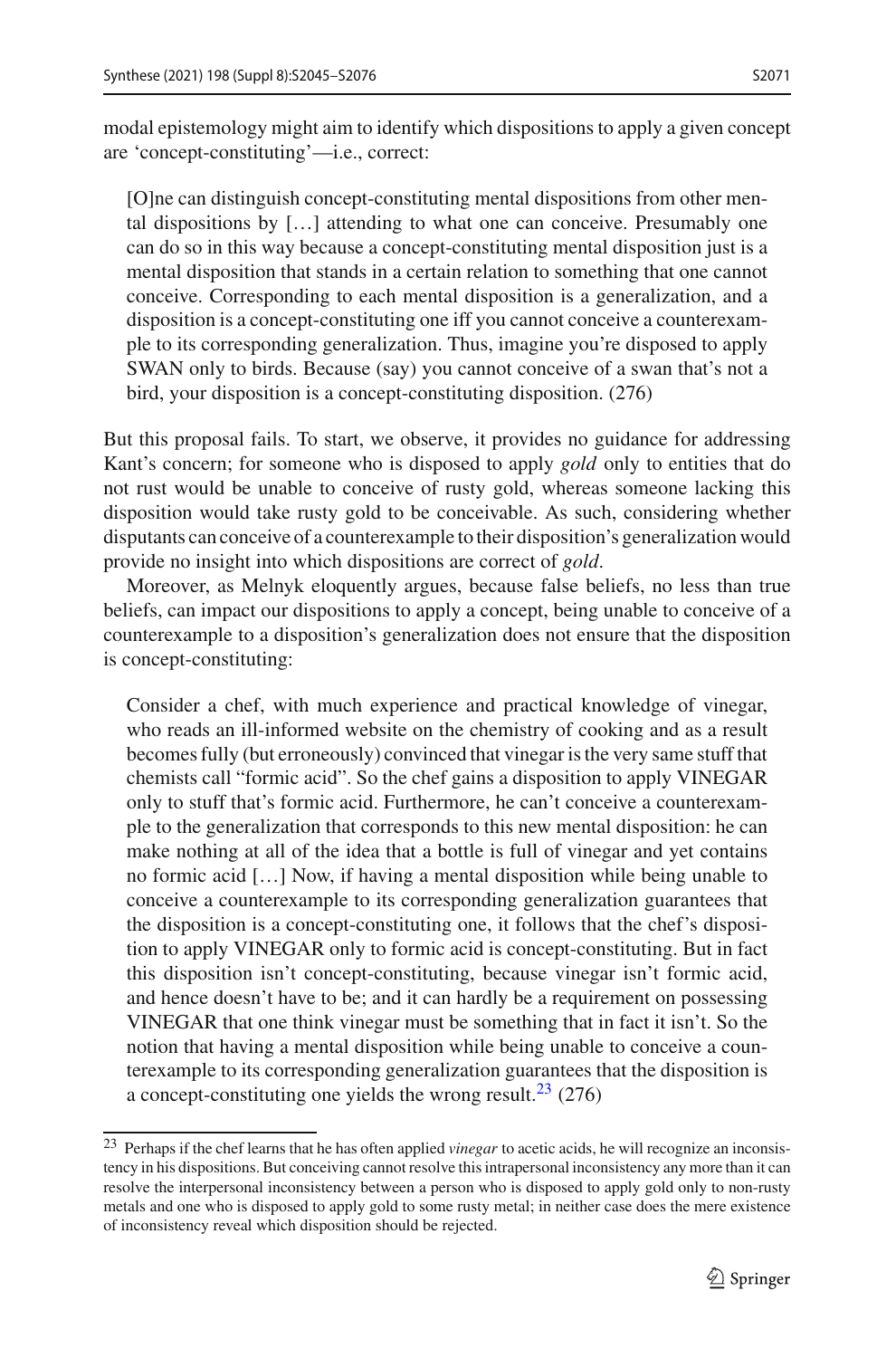modal epistemology might aim to identify which dispositions to apply a given concept are 'concept-constituting'—i.e., correct:

> [O]ne can distinguish concept-constituting mental dispositions from other mental dispositions by […] attending to what one can conceive. Presumably one can do so in this way because a concept-constituting mental disposition just is a mental disposition that stands in a certain relation to something that one cannot conceive. Corresponding to each mental disposition is a generalization, and a disposition is a concept-constituting one iff you cannot conceive a counterexample to its corresponding generalization. Thus, imagine you're disposed to apply SWAN only to birds. Because (say) you cannot conceive of a swan that's not a bird, your disposition is a concept-constituting disposition. (276)

But this proposal fails. To start, we observe, it provides no guidance for addressing Kant's concern; for someone who is disposed to apply *gold* only to entities that do not rust would be unable to conceive of rusty gold, whereas someone lacking this disposition would take rusty gold to be conceivable. As such, considering whether disputants can conceive of a counterexample to their disposition's generalization would provide no insight into which dispositions are correct of *gold*.

Moreover, as Melnyk eloquently argues, because false beliefs, no less than true beliefs, can impact our dispositions to apply a concept, being unable to conceive of a counterexample to a disposition's generalization does not ensure that the disposition is concept-constituting:

> Consider a chef, with much experience and practical knowledge of vinegar, who reads an ill-informed website on the chemistry of cooking and as a result becomes fully (but erroneously) convinced that vinegar is the very same stuff that chemists call "formic acid". So the chef gains a disposition to apply VINEGAR only to stuff that's formic acid. Furthermore, he can't conceive a counterexample to the generalization that corresponds to this new mental disposition: he can make nothing at all of the idea that a bottle is full of vinegar and yet contains no formic acid […] Now, if having a mental disposition while being unable to conceive a counterexample to its corresponding generalization guarantees that the disposition is a concept-constituting one, it follows that the chef's disposition to apply VINEGAR only to formic acid is concept-constituting. But in fact this disposition isn't concept-constituting, because vinegar isn't formic acid, and hence doesn't have to be; and it can hardly be a requirement on possessing VINEGAR that one think vinegar must be something that in fact it isn't. So the notion that having a mental disposition while being unable to conceive a counterexample to its corresponding generalization guarantees that the disposition is a concept-constituting one yields the wrong result.[23] (276)

---

[23] Perhaps if the chef learns that he has often applied *vinegar* to acetic acids, he will recognize an inconsistency in his dispositions. But conceiving cannot resolve this intrapersonal inconsistency any more than it can resolve the interpersonal inconsistency between a person who is disposed to apply gold only to non-rusty metals and one who is disposed to apply gold to some rusty metal; in neither case does the mere existence of inconsistency reveal which disposition should be rejected.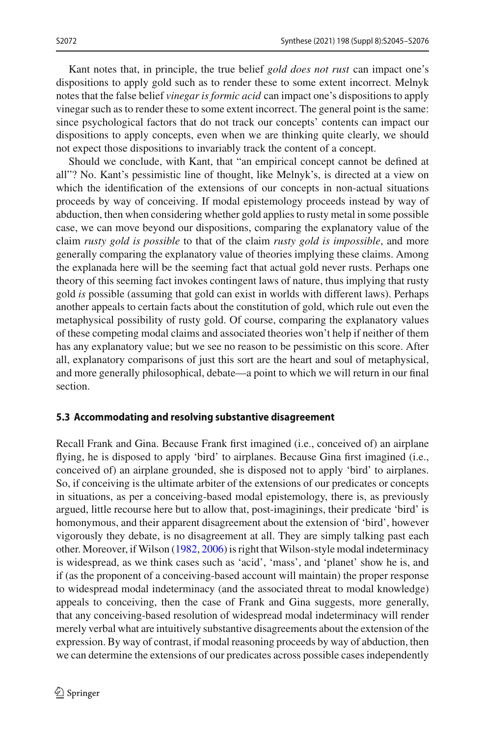Kant notes that, in principle, the true belief *gold does not rust* can impact one's dispositions to apply gold such as to render these to some extent incorrect. Melnyk notes that the false belief *vinegar is formic acid* can impact one's dispositions to apply vinegar such as to render these to some extent incorrect. The general point is the same: since psychological factors that do not track our concepts' contents can impact our dispositions to apply concepts, even when we are thinking quite clearly, we should not expect those dispositions to invariably track the content of a concept.

Should we conclude, with Kant, that "an empirical concept cannot be defined at all"? No. Kant's pessimistic line of thought, like Melnyk's, is directed at a view on which the identification of the extensions of our concepts in non-actual situations proceeds by way of conceiving. If modal epistemology proceeds instead by way of abduction, then when considering whether gold applies to rusty metal in some possible case, we can move beyond our dispositions, comparing the explanatory value of the claim *rusty gold is possible* to that of the claim *rusty gold is impossible*, and more generally comparing the explanatory value of theories implying these claims. Among the explanada here will be the seeming fact that actual gold never rusts. Perhaps one theory of this seeming fact invokes contingent laws of nature, thus implying that rusty gold *is* possible (assuming that gold can exist in worlds with different laws). Perhaps another appeals to certain facts about the constitution of gold, which rule out even the metaphysical possibility of rusty gold. Of course, comparing the explanatory values of these competing modal claims and associated theories won't help if neither of them has any explanatory value; but we see no reason to be pessimistic on this score. After all, explanatory comparisons of just this sort are the heart and soul of metaphysical, and more generally philosophical, debate—a point to which we will return in our final section.

### 5.3 Accommodating and resolving substantive disagreement

Recall Frank and Gina. Because Frank first imagined (i.e., conceived of) an airplane flying, he is disposed to apply 'bird' to airplanes. Because Gina first imagined (i.e., conceived of) an airplane grounded, she is disposed not to apply 'bird' to airplanes. So, if conceiving is the ultimate arbiter of the extensions of our predicates or concepts in situations, as per a conceiving-based modal epistemology, there is, as previously argued, little recourse here but to allow that, post-imaginings, their predicate 'bird' is homonymous, and their apparent disagreement about the extension of 'bird', however vigorously they debate, is no disagreement at all. They are simply talking past each other. Moreover, if Wilson (1982, 2006) is right that Wilson-style modal indeterminacy is widespread, as we think cases such as 'acid', 'mass', and 'planet' show he is, and if (as the proponent of a conceiving-based account will maintain) the proper response to widespread modal indeterminacy (and the associated threat to modal knowledge) appeals to conceiving, then the case of Frank and Gina suggests, more generally, that any conceiving-based resolution of widespread modal indeterminacy will render merely verbal what are intuitively substantive disagreements about the extension of the expression. By way of contrast, if modal reasoning proceeds by way of abduction, then we can determine the extensions of our predicates across possible cases independently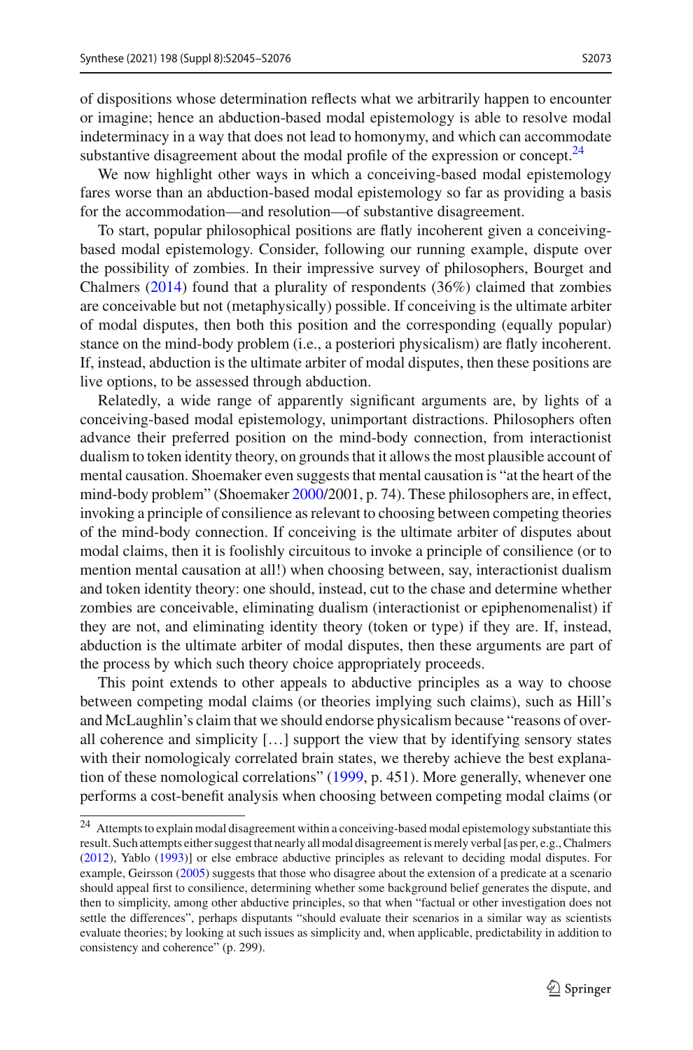of dispositions whose determination reflects what we arbitrarily happen to encounter or imagine; hence an abduction-based modal epistemology is able to resolve modal indeterminacy in a way that does not lead to homonymy, and which can accommodate substantive disagreement about the modal profile of the expression or concept.[24]

We now highlight other ways in which a conceiving-based modal epistemology fares worse than an abduction-based modal epistemology so far as providing a basis for the accommodation—and resolution—of substantive disagreement.

To start, popular philosophical positions are flatly incoherent given a conceiving-based modal epistemology. Consider, following our running example, dispute over the possibility of zombies. In their impressive survey of philosophers, Bourget and Chalmers (2014) found that a plurality of respondents (36%) claimed that zombies are conceivable but not (metaphysically) possible. If conceiving is the ultimate arbiter of modal disputes, then both this position and the corresponding (equally popular) stance on the mind-body problem (i.e., a posteriori physicalism) are flatly incoherent. If, instead, abduction is the ultimate arbiter of modal disputes, then these positions are live options, to be assessed through abduction.

Relatedly, a wide range of apparently significant arguments are, by lights of a conceiving-based modal epistemology, unimportant distractions. Philosophers often advance their preferred position on the mind-body connection, from interactionist dualism to token identity theory, on grounds that it allows the most plausible account of mental causation. Shoemaker even suggests that mental causation is "at the heart of the mind-body problem" (Shoemaker 2000/2001, p. 74). These philosophers are, in effect, invoking a principle of consilience as relevant to choosing between competing theories of the mind-body connection. If conceiving is the ultimate arbiter of disputes about modal claims, then it is foolishly circuitous to invoke a principle of consilience (or to mention mental causation at all!) when choosing between, say, interactionist dualism and token identity theory: one should, instead, cut to the chase and determine whether zombies are conceivable, eliminating dualism (interactionist or epiphenomenalist) if they are not, and eliminating identity theory (token or type) if they are. If, instead, abduction is the ultimate arbiter of modal disputes, then these arguments are part of the process by which such theory choice appropriately proceeds.

This point extends to other appeals to abductive principles as a way to choose between competing modal claims (or theories implying such claims), such as Hill's and McLaughlin's claim that we should endorse physicalism because "reasons of overall coherence and simplicity […] support the view that by identifying sensory states with their nomologicaly correlated brain states, we thereby achieve the best explanation of these nomological correlations" (1999, p. 451). More generally, whenever one performs a cost-benefit analysis when choosing between competing modal claims (or

---

[24] Attempts to explain modal disagreement within a conceiving-based modal epistemology substantiate this result. Such attempts either suggest that nearly all modal disagreement is merely verbal [as per, e.g., Chalmers (2012), Yablo (1993)] or else embrace abductive principles as relevant to deciding modal disputes. For example, Geirsson (2005) suggests that those who disagree about the extension of a predicate at a scenario should appeal first to consilience, determining whether some background belief generates the dispute, and then to simplicity, among other abductive principles, so that when "factual or other investigation does not settle the differences", perhaps disputants "should evaluate their scenarios in a similar way as scientists evaluate theories; by looking at such issues as simplicity and, when applicable, predictability in addition to consistency and coherence" (p. 299).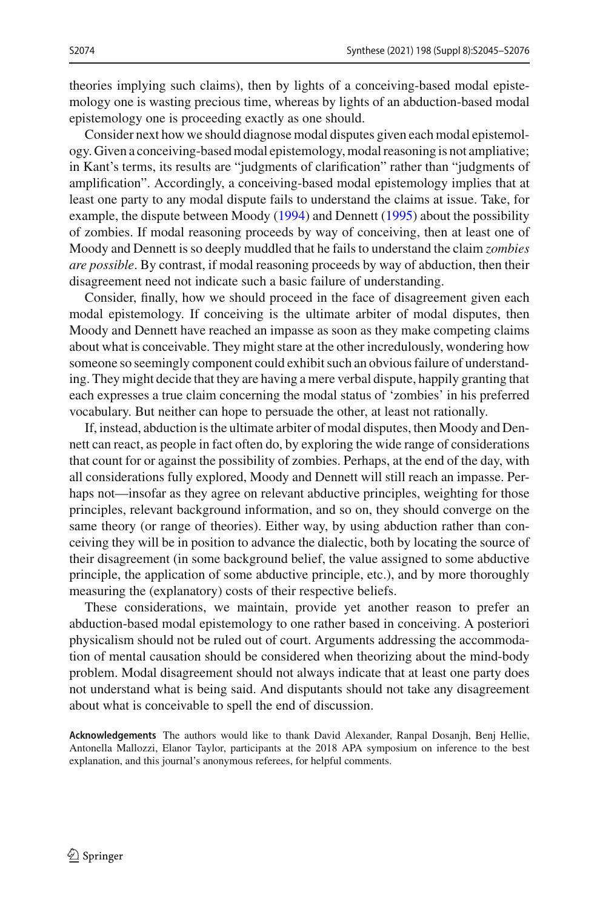theories implying such claims), then by lights of a conceiving-based modal epistemology one is wasting precious time, whereas by lights of an abduction-based modal epistemology one is proceeding exactly as one should.

Consider next how we should diagnose modal disputes given each modal epistemology. Given a conceiving-based modal epistemology, modal reasoning is not ampliative; in Kant's terms, its results are "judgments of clarification" rather than "judgments of amplification". Accordingly, a conceiving-based modal epistemology implies that at least one party to any modal dispute fails to understand the claims at issue. Take, for example, the dispute between Moody (1994) and Dennett (1995) about the possibility of zombies. If modal reasoning proceeds by way of conceiving, then at least one of Moody and Dennett is so deeply muddled that he fails to understand the claim *zombies are possible*. By contrast, if modal reasoning proceeds by way of abduction, then their disagreement need not indicate such a basic failure of understanding.

Consider, finally, how we should proceed in the face of disagreement given each modal epistemology. If conceiving is the ultimate arbiter of modal disputes, then Moody and Dennett have reached an impasse as soon as they make competing claims about what is conceivable. They might stare at the other incredulously, wondering how someone so seemingly component could exhibit such an obvious failure of understanding. They might decide that they are having a mere verbal dispute, happily granting that each expresses a true claim concerning the modal status of 'zombies' in his preferred vocabulary. But neither can hope to persuade the other, at least not rationally.

If, instead, abduction is the ultimate arbiter of modal disputes, then Moody and Dennett can react, as people in fact often do, by exploring the wide range of considerations that count for or against the possibility of zombies. Perhaps, at the end of the day, with all considerations fully explored, Moody and Dennett will still reach an impasse. Perhaps not—insofar as they agree on relevant abductive principles, weighting for those principles, relevant background information, and so on, they should converge on the same theory (or range of theories). Either way, by using abduction rather than conceiving they will be in position to advance the dialectic, both by locating the source of their disagreement (in some background belief, the value assigned to some abductive principle, the application of some abductive principle, etc.), and by more thoroughly measuring the (explanatory) costs of their respective beliefs.

These considerations, we maintain, provide yet another reason to prefer an abduction-based modal epistemology to one rather based in conceiving. A posteriori physicalism should not be ruled out of court. Arguments addressing the accommodation of mental causation should be considered when theorizing about the mind-body problem. Modal disagreement should not always indicate that at least one party does not understand what is being said. And disputants should not take any disagreement about what is conceivable to spell the end of discussion.

**Acknowledgements** The authors would like to thank David Alexander, Ranpal Dosanjh, Benj Hellie, Antonella Mallozzi, Elanor Taylor, participants at the 2018 APA symposium on inference to the best explanation, and this journal's anonymous referees, for helpful comments.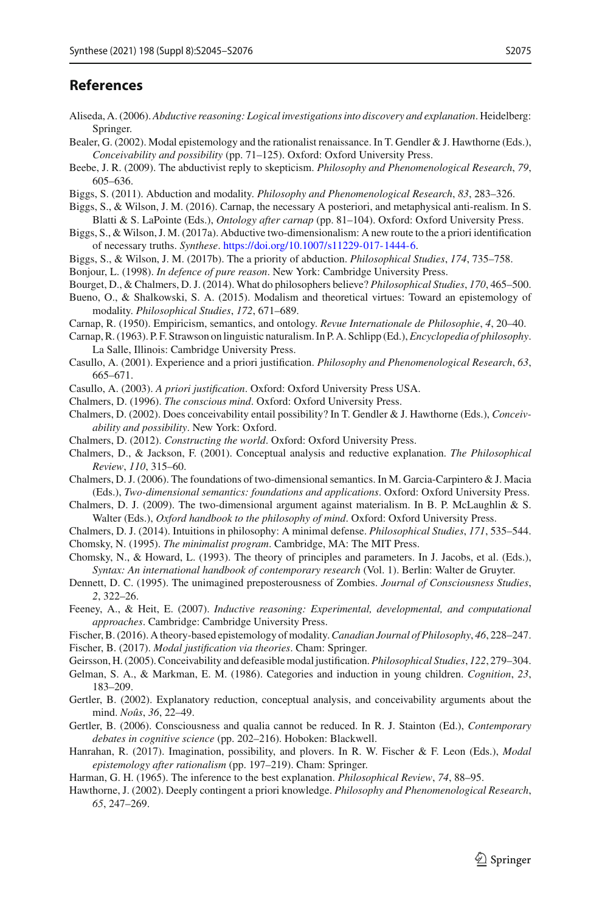## References

Aliseda, A. (2006). *Abductive reasoning: Logical investigations into discovery and explanation*. Heidelberg: Springer.

Bealer, G. (2002). Modal epistemology and the rationalist renaissance. In T. Gendler & J. Hawthorne (Eds.), *Conceivability and possibility* (pp. 71–125). Oxford: Oxford University Press.

Beebe, J. R. (2009). The abductivist reply to skepticism. *Philosophy and Phenomenological Research*, *79*, 605–636.

Biggs, S. (2011). Abduction and modality. *Philosophy and Phenomenological Research*, *83*, 283–326.

Biggs, S., & Wilson, J. M. (2016). Carnap, the necessary A posteriori, and metaphysical anti-realism. In S. Blatti & S. LaPointe (Eds.), *Ontology after carnap* (pp. 81–104). Oxford: Oxford University Press.

Biggs, S., & Wilson, J. M. (2017a). Abductive two-dimensionalism: A new route to the a priori identification of necessary truths. *Synthese*. https://doi.org/10.1007/s11229-017-1444-6.

Biggs, S., & Wilson, J. M. (2017b). The a priority of abduction. *Philosophical Studies*, *174*, 735–758.

Bonjour, L. (1998). *In defence of pure reason*. New York: Cambridge University Press.

Bourget, D., & Chalmers, D. J. (2014). What do philosophers believe? *Philosophical Studies*, *170*, 465–500.

Bueno, O., & Shalkowski, S. A. (2015). Modalism and theoretical virtues: Toward an epistemology of modality. *Philosophical Studies*, *172*, 671–689.

Carnap, R. (1950). Empiricism, semantics, and ontology. *Revue Internationale de Philosophie*, *4*, 20–40.

Carnap, R. (1963). P. F. Strawson on linguistic naturalism. In P. A. Schlipp (Ed.), *Encyclopedia of philosophy*. La Salle, Illinois: Cambridge University Press.

Casullo, A. (2001). Experience and a priori justification. *Philosophy and Phenomenological Research*, *63*, 665–671.

Casullo, A. (2003). *A priori justification*. Oxford: Oxford University Press USA.

Chalmers, D. (1996). *The conscious mind*. Oxford: Oxford University Press.

Chalmers, D. (2002). Does conceivability entail possibility? In T. Gendler & J. Hawthorne (Eds.), *Conceivability and possibility*. New York: Oxford.

Chalmers, D. (2012). *Constructing the world*. Oxford: Oxford University Press.

Chalmers, D., & Jackson, F. (2001). Conceptual analysis and reductive explanation. *The Philosophical Review*, *110*, 315–60.

Chalmers, D. J. (2006). The foundations of two-dimensional semantics. In M. Garcia-Carpintero & J. Macia (Eds.), *Two-dimensional semantics: foundations and applications*. Oxford: Oxford University Press.

Chalmers, D. J. (2009). The two-dimensional argument against materialism. In B. P. McLaughlin & S. Walter (Eds.), *Oxford handbook to the philosophy of mind*. Oxford: Oxford University Press.

Chalmers, D. J. (2014). Intuitions in philosophy: A minimal defense. *Philosophical Studies*, *171*, 535–544.

Chomsky, N. (1995). *The minimalist program*. Cambridge, MA: The MIT Press.

Chomsky, N., & Howard, L. (1993). The theory of principles and parameters. In J. Jacobs, et al. (Eds.), *Syntax: An international handbook of contemporary research* (Vol. 1). Berlin: Walter de Gruyter.

Dennett, D. C. (1995). The unimagined preposterousness of Zombies. *Journal of Consciousness Studies*, *2*, 322–26.

Feeney, A., & Heit, E. (2007). *Inductive reasoning: Experimental, developmental, and computational approaches*. Cambridge: Cambridge University Press.

Fischer, B. (2016). A theory-based epistemology of modality. *Canadian Journal of Philosophy*, *46*, 228–247.

Fischer, B. (2017). *Modal justification via theories*. Cham: Springer.

Geirsson, H. (2005). Conceivability and defeasible modal justification. *Philosophical Studies*, *122*, 279–304.

Gelman, S. A., & Markman, E. M. (1986). Categories and induction in young children. *Cognition*, *23*, 183–209.

Gertler, B. (2002). Explanatory reduction, conceptual analysis, and conceivability arguments about the mind. *Noûs*, *36*, 22–49.

Gertler, B. (2006). Consciousness and qualia cannot be reduced. In R. J. Stainton (Ed.), *Contemporary debates in cognitive science* (pp. 202–216). Hoboken: Blackwell.

Hanrahan, R. (2017). Imagination, possibility, and plovers. In R. W. Fischer & F. Leon (Eds.), *Modal epistemology after rationalism* (pp. 197–219). Cham: Springer.

Harman, G. H. (1965). The inference to the best explanation. *Philosophical Review*, *74*, 88–95.

Hawthorne, J. (2002). Deeply contingent a priori knowledge. *Philosophy and Phenomenological Research*, *65*, 247–269.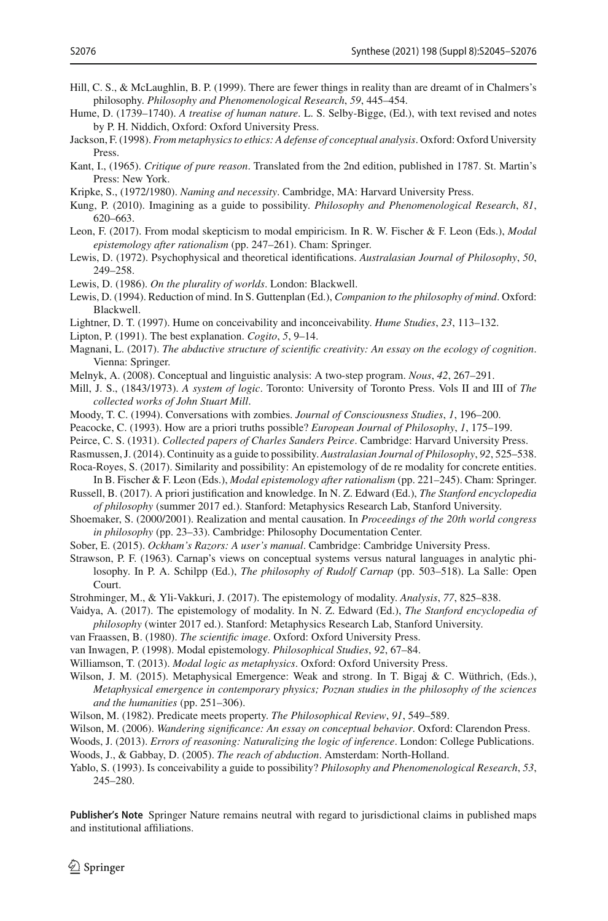Hill, C. S., & McLaughlin, B. P. (1999). There are fewer things in reality than are dreamt of in Chalmers's philosophy. *Philosophy and Phenomenological Research*, *59*, 445–454.

Hume, D. (1739–1740). *A treatise of human nature*. L. S. Selby-Bigge, (Ed.), with text revised and notes by P. H. Niddich, Oxford: Oxford University Press.

Jackson, F. (1998). *From metaphysics to ethics: A defense of conceptual analysis*. Oxford: Oxford University Press.

Kant, I., (1965). *Critique of pure reason*. Translated from the 2nd edition, published in 1787. St. Martin's Press: New York.

Kripke, S., (1972/1980). *Naming and necessity*. Cambridge, MA: Harvard University Press.

Kung, P. (2010). Imagining as a guide to possibility. *Philosophy and Phenomenological Research*, *81*, 620–663.

Leon, F. (2017). From modal skepticism to modal empiricism. In R. W. Fischer & F. Leon (Eds.), *Modal epistemology after rationalism* (pp. 247–261). Cham: Springer.

Lewis, D. (1972). Psychophysical and theoretical identifications. *Australasian Journal of Philosophy*, *50*, 249–258.

Lewis, D. (1986). *On the plurality of worlds*. London: Blackwell.

Lewis, D. (1994). Reduction of mind. In S. Guttenplan (Ed.), *Companion to the philosophy of mind*. Oxford: Blackwell.

Lightner, D. T. (1997). Hume on conceivability and inconceivability. *Hume Studies*, *23*, 113–132.

Lipton, P. (1991). The best explanation. *Cogito*, *5*, 9–14.

Magnani, L. (2017). *The abductive structure of scientific creativity: An essay on the ecology of cognition*. Vienna: Springer.

Melnyk, A. (2008). Conceptual and linguistic analysis: A two-step program. *Nous*, *42*, 267–291.

Mill, J. S., (1843/1973). *A system of logic*. Toronto: University of Toronto Press. Vols II and III of *The collected works of John Stuart Mill*.

Moody, T. C. (1994). Conversations with zombies. *Journal of Consciousness Studies*, *1*, 196–200.

Peacocke, C. (1993). How are a priori truths possible? *European Journal of Philosophy*, *1*, 175–199.

Peirce, C. S. (1931). *Collected papers of Charles Sanders Peirce*. Cambridge: Harvard University Press.

Rasmussen, J. (2014). Continuity as a guide to possibility. *Australasian Journal of Philosophy*, *92*, 525–538.

Roca-Royes, S. (2017). Similarity and possibility: An epistemology of de re modality for concrete entities. In B. Fischer & F. Leon (Eds.), *Modal epistemology after rationalism* (pp. 221–245). Cham: Springer.

Russell, B. (2017). A priori justification and knowledge. In N. Z. Edward (Ed.), *The Stanford encyclopedia of philosophy* (summer 2017 ed.). Stanford: Metaphysics Research Lab, Stanford University.

Shoemaker, S. (2000/2001). Realization and mental causation. In *Proceedings of the 20th world congress in philosophy* (pp. 23–33). Cambridge: Philosophy Documentation Center.

Sober, E. (2015). *Ockham's Razors: A user's manual*. Cambridge: Cambridge University Press.

Strawson, P. F. (1963). Carnap's views on conceptual systems versus natural languages in analytic philosophy. In P. A. Schilpp (Ed.), *The philosophy of Rudolf Carnap* (pp. 503–518). La Salle: Open Court.

Strohminger, M., & Yli-Vakkuri, J. (2017). The epistemology of modality. *Analysis*, *77*, 825–838.

Vaidya, A. (2017). The epistemology of modality. In N. Z. Edward (Ed.), *The Stanford encyclopedia of philosophy* (winter 2017 ed.). Stanford: Metaphysics Research Lab, Stanford University.

van Fraassen, B. (1980). *The scientific image*. Oxford: Oxford University Press.

van Inwagen, P. (1998). Modal epistemology. *Philosophical Studies*, *92*, 67–84.

Williamson, T. (2013). *Modal logic as metaphysics*. Oxford: Oxford University Press.

Wilson, J. M. (2015). Metaphysical Emergence: Weak and strong. In T. Bigaj & C. Wüthrich, (Eds.), *Metaphysical emergence in contemporary physics; Poznan studies in the philosophy of the sciences and the humanities* (pp. 251–306).

Wilson, M. (1982). Predicate meets property. *The Philosophical Review*, *91*, 549–589.

Wilson, M. (2006). *Wandering significance: An essay on conceptual behavior*. Oxford: Clarendon Press.

Woods, J. (2013). *Errors of reasoning: Naturalizing the logic of inference*. London: College Publications.

Woods, J., & Gabbay, D. (2005). *The reach of abduction*. Amsterdam: North-Holland.

Yablo, S. (1993). Is conceivability a guide to possibility? *Philosophy and Phenomenological Research*, *53*, 245–280.

**Publisher's Note** Springer Nature remains neutral with regard to jurisdictional claims in published maps and institutional affiliations.